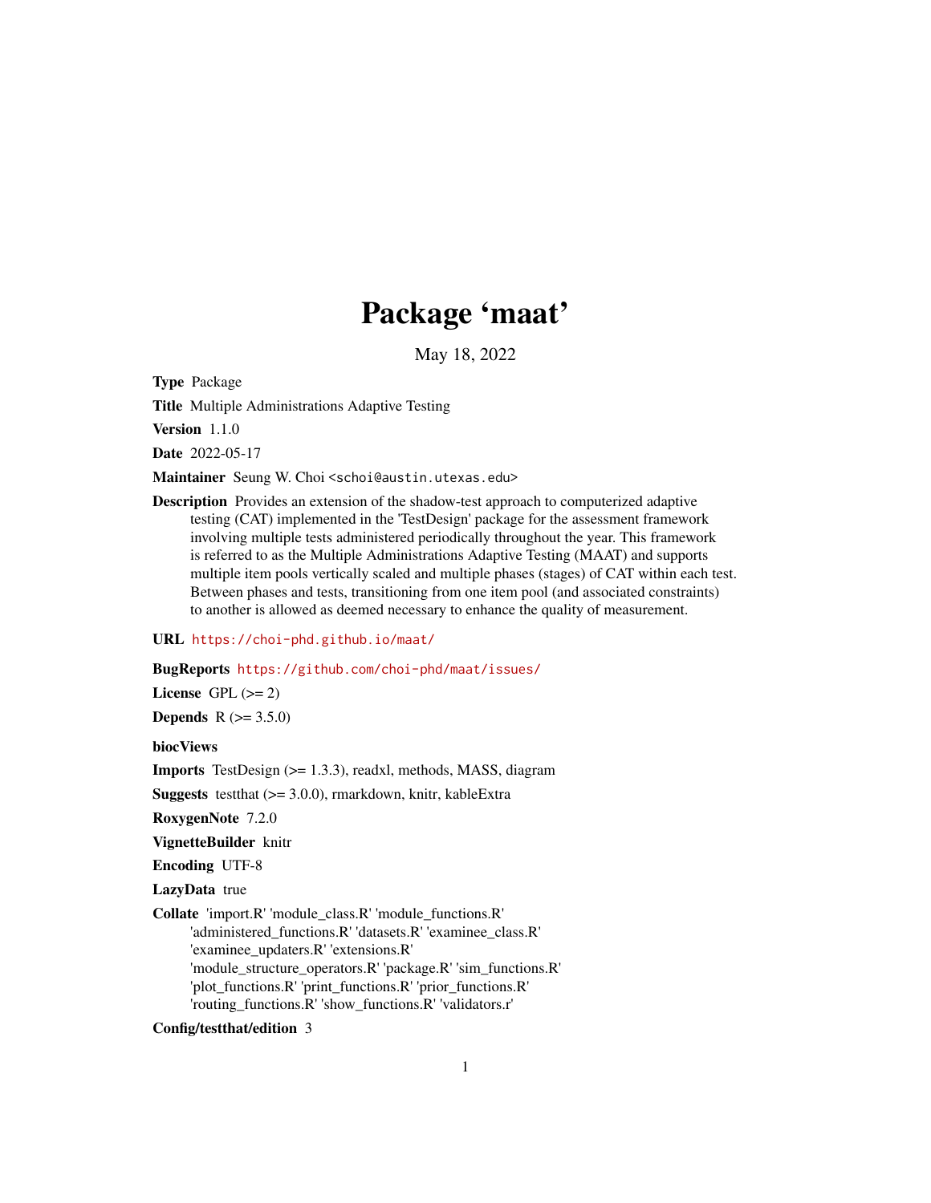# Package 'maat'

May 18, 2022

**Type** Package

**Title** Multiple Administrations Adaptive Testing

**Version** 1.1.0

**Date** 2022-05-17

**Maintainer** Seung W. Choi <schoi@austin.utexas.edu>

**Description** Provides an extension of the shadow-test approach to computerized adaptive testing (CAT) implemented in the 'TestDesign' package for the assessment framework involving multiple tests administered periodically throughout the year. This framework is referred to as the Multiple Administrations Adaptive Testing (MAAT) and supports multiple item pools vertically scaled and multiple phases (stages) of CAT within each test. Between phases and tests, transitioning from one item pool (and associated constraints) to another is allowed as deemed necessary to enhance the quality of measurement.

**URL** https://choi-phd.github.io/maat/

**BugReports** https://github.com/choi-phd/maat/issues/

**License** GPL (>= 2)

**Depends** R (>= 3.5.0)

**biocViews**

**Imports** TestDesign (>= 1.3.3), readxl, methods, MASS, diagram

**Suggests** testthat (>= 3.0.0), rmarkdown, knitr, kableExtra

**RoxygenNote** 7.2.0

**VignetteBuilder** knitr

**Encoding** UTF-8

**LazyData** true

**Collate** 'import.R' 'module_class.R' 'module_functions.R' 'administered_functions.R' 'datasets.R' 'examinee_class.R' 'examinee_updaters.R' 'extensions.R' 'module_structure_operators.R' 'package.R' 'sim_functions.R' 'plot_functions.R' 'print_functions.R' 'prior_functions.R' 'routing_functions.R' 'show_functions.R' 'validators.r'

**Config/testthat/edition** 3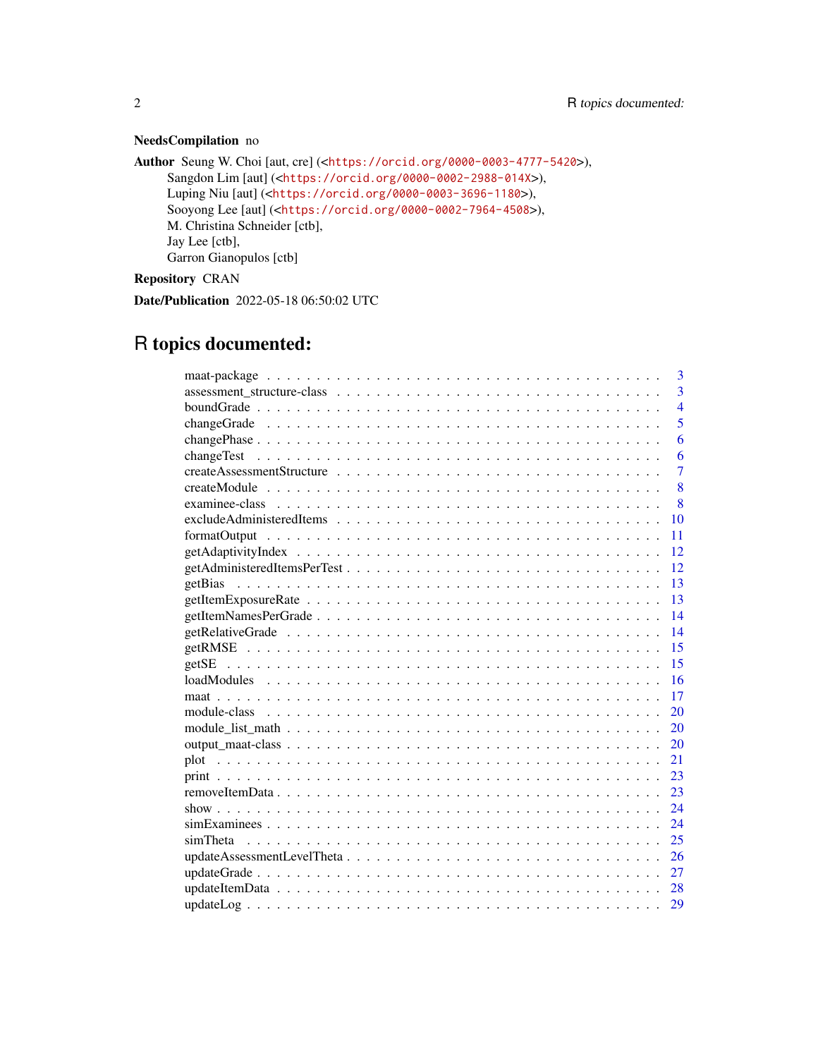**NeedsCompilation** no

**Author** Seung W. Choi [aut, cre] (<https://orcid.org/0000-0003-4777-5420>),
Sangdon Lim [aut] (<https://orcid.org/0000-0002-2988-014X>),
Luping Niu [aut] (<https://orcid.org/0000-0003-3696-1180>),
Sooyong Lee [aut] (<https://orcid.org/0000-0002-7964-4508>),
M. Christina Schneider [ctb],
Jay Lee [ctb],
Garron Gianopulos [ctb]

**Repository** CRAN

**Date/Publication** 2022-05-18 06:50:02 UTC

# R topics documented:

| Topic | Page |
|---|---|
| maat-package | 3 |
| assessment_structure-class | 3 |
| boundGrade | 4 |
| changeGrade | 5 |
| changePhase | 6 |
| changeTest | 6 |
| createAssessmentStructure | 7 |
| createModule | 8 |
| examinee-class | 8 |
| excludeAdministeredItems | 10 |
| formatOutput | 11 |
| getAdaptivityIndex | 12 |
| getAdministeredItemsPerTest | 12 |
| getBias | 13 |
| getItemExposureRate | 13 |
| getItemNamesPerGrade | 14 |
| getRelativeGrade | 14 |
| getRMSE | 15 |
| getSE | 15 |
| loadModules | 16 |
| maat | 17 |
| module-class | 20 |
| module_list_math | 20 |
| output_maat-class | 20 |
| plot | 21 |
| print | 23 |
| removeItemData | 23 |
| show | 24 |
| simExaminees | 24 |
| simTheta | 25 |
| updateAssessmentLevelTheta | 26 |
| updateGrade | 27 |
| updateItemData | 28 |
| updateLog | 29 |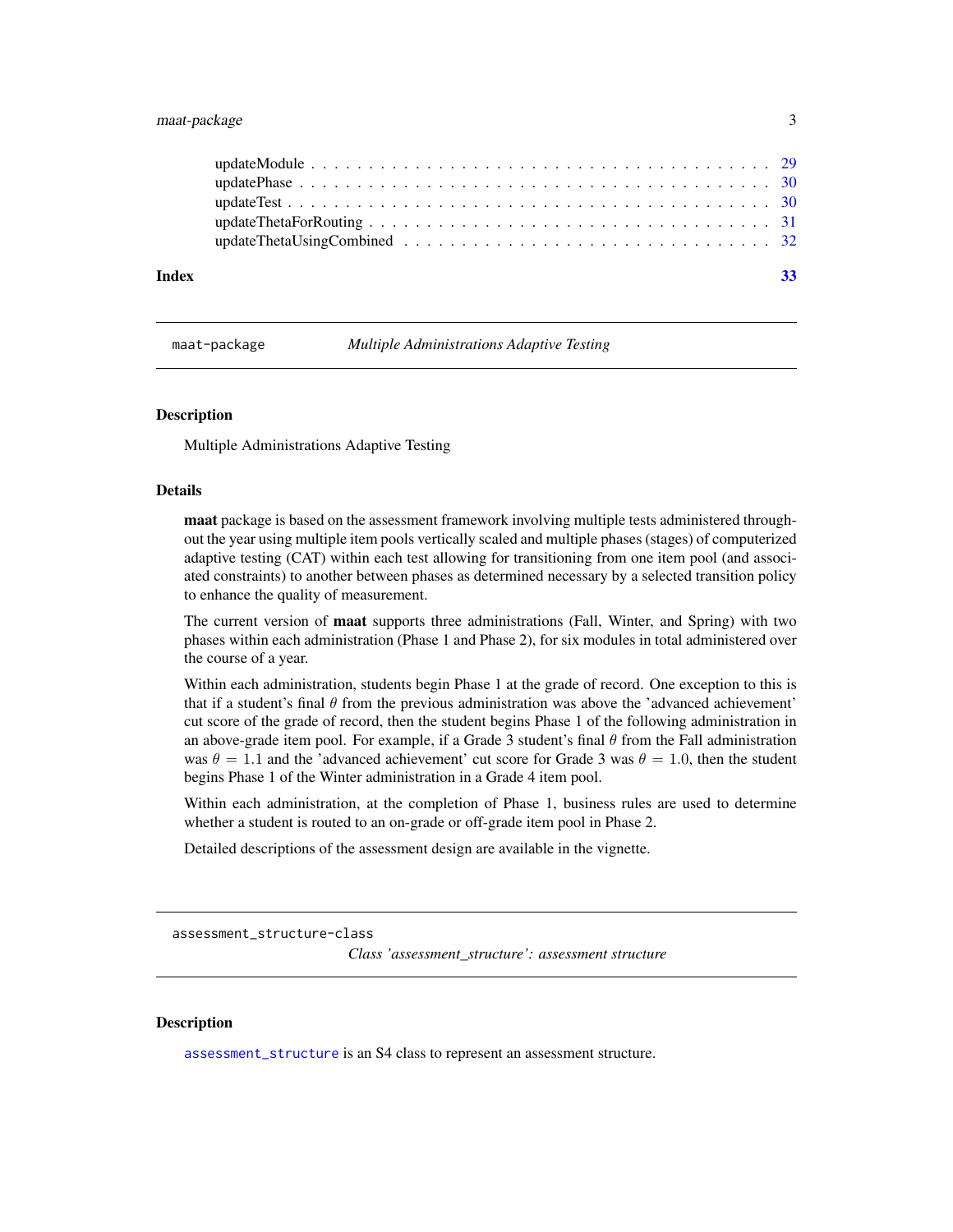updateModule . . . . . . . . . . . . . . . . . . . . . . . . . . . . . . . . . . . . . . 29
updatePhase . . . . . . . . . . . . . . . . . . . . . . . . . . . . . . . . . . . . . . . 30
updateTest . . . . . . . . . . . . . . . . . . . . . . . . . . . . . . . . . . . . . . . . 30
updateThetaForRouting . . . . . . . . . . . . . . . . . . . . . . . . . . . . . . . . . . 31
updateThetaUsingCombined . . . . . . . . . . . . . . . . . . . . . . . . . . . . . . . . 32

**Index** **33**

---

## maat-package — *Multiple Administrations Adaptive Testing*

### Description

Multiple Administrations Adaptive Testing

### Details

**maat** package is based on the assessment framework involving multiple tests administered throughout the year using multiple item pools vertically scaled and multiple phases (stages) of computerized adaptive testing (CAT) within each test allowing for transitioning from one item pool (and associated constraints) to another between phases as determined necessary by a selected transition policy to enhance the quality of measurement.

The current version of **maat** supports three administrations (Fall, Winter, and Spring) with two phases within each administration (Phase 1 and Phase 2), for six modules in total administered over the course of a year.

Within each administration, students begin Phase 1 at the grade of record. One exception to this is that if a student's final $\theta$ from the previous administration was above the 'advanced achievement' cut score of the grade of record, then the student begins Phase 1 of the following administration in an above-grade item pool. For example, if a Grade 3 student's final $\theta$ from the Fall administration was $\theta = 1.1$ and the 'advanced achievement' cut score for Grade 3 was $\theta = 1.0$, then the student begins Phase 1 of the Winter administration in a Grade 4 item pool.

Within each administration, at the completion of Phase 1, business rules are used to determine whether a student is routed to an on-grade or off-grade item pool in Phase 2.

Detailed descriptions of the assessment design are available in the vignette.

---

## assessment_structure-class — *Class 'assessment_structure': assessment structure*

### Description

assessment_structure is an S4 class to represent an assessment structure.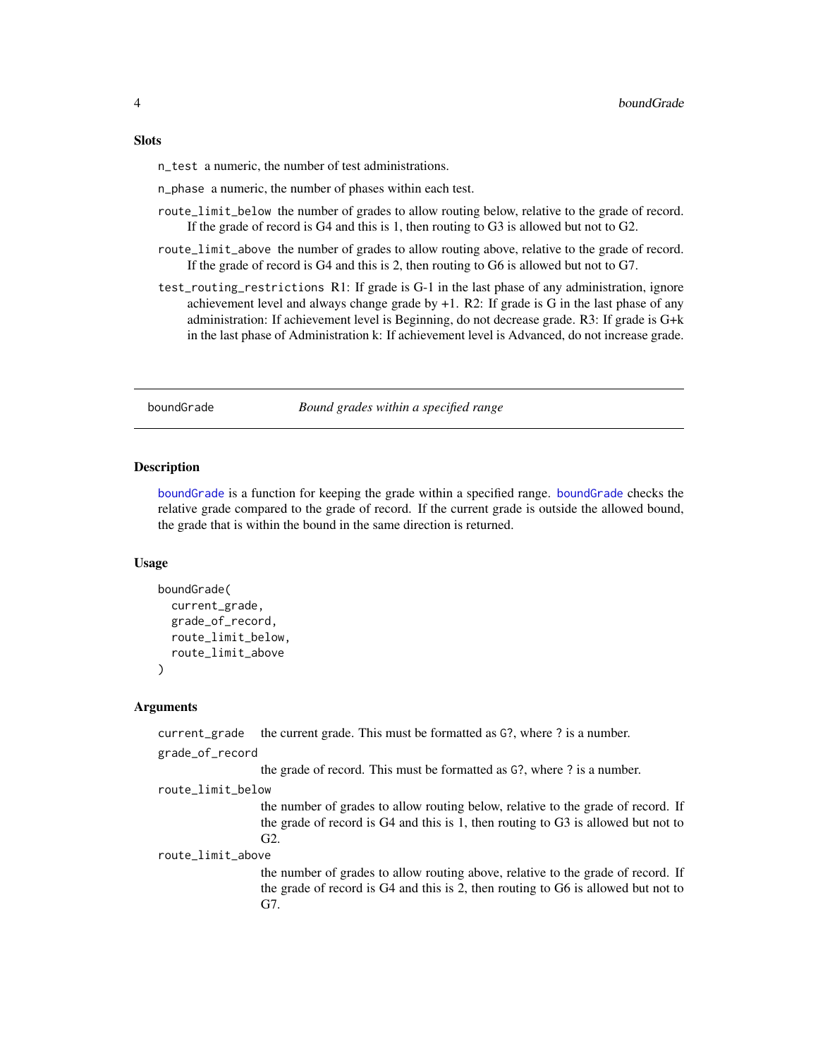### Slots

`n_test` a numeric, the number of test administrations.

`n_phase` a numeric, the number of phases within each test.

`route_limit_below` the number of grades to allow routing below, relative to the grade of record. If the grade of record is G4 and this is 1, then routing to G3 is allowed but not to G2.

`route_limit_above` the number of grades to allow routing above, relative to the grade of record. If the grade of record is G4 and this is 2, then routing to G6 is allowed but not to G7.

`test_routing_restrictions` R1: If grade is G-1 in the last phase of any administration, ignore achievement level and always change grade by +1. R2: If grade is G in the last phase of any administration: If achievement level is Beginning, do not decrease grade. R3: If grade is G+k in the last phase of Administration k: If achievement level is Advanced, do not increase grade.

---

## boundGrade — *Bound grades within a specified range*

### Description

boundGrade is a function for keeping the grade within a specified range. boundGrade checks the relative grade compared to the grade of record. If the current grade is outside the allowed bound, the grade that is within the bound in the same direction is returned.

### Usage

```
boundGrade(
  current_grade,
  grade_of_record,
  route_limit_below,
  route_limit_above
)
```

### Arguments

`current_grade` the current grade. This must be formatted as `G?`, where ? is a number.

`grade_of_record` the grade of record. This must be formatted as `G?`, where ? is a number.

`route_limit_below` the number of grades to allow routing below, relative to the grade of record. If the grade of record is G4 and this is 1, then routing to G3 is allowed but not to G2.

`route_limit_above` the number of grades to allow routing above, relative to the grade of record. If the grade of record is G4 and this is 2, then routing to G6 is allowed but not to G7.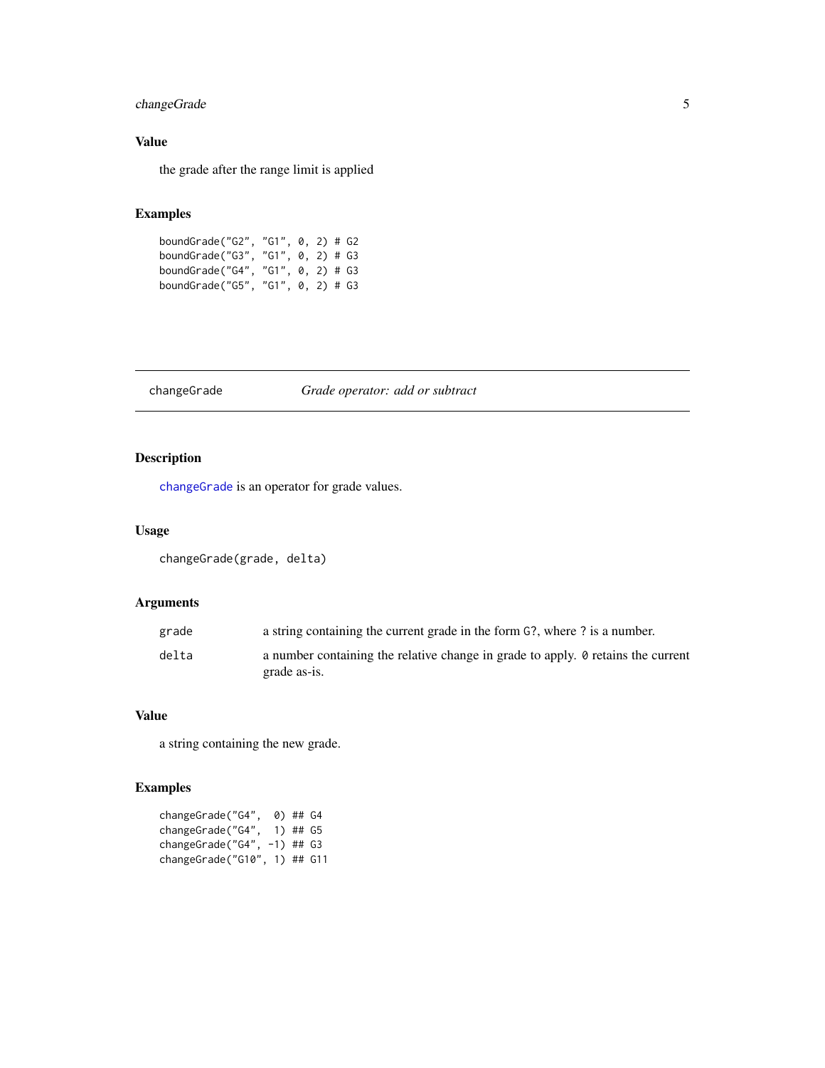## Value

the grade after the range limit is applied

## Examples

```
boundGrade("G2", "G1", 0, 2) # G2
boundGrade("G3", "G1", 0, 2) # G3
boundGrade("G4", "G1", 0, 2) # G3
boundGrade("G5", "G1", 0, 2) # G3
```

---

# changeGrade — *Grade operator: add or subtract*

---

## Description

`changeGrade` is an operator for grade values.

## Usage

```
changeGrade(grade, delta)
```

## Arguments

| | |
|---|---|
| `grade` | a string containing the current grade in the form `G?`, where `?` is a number. |
| `delta` | a number containing the relative change in grade to apply. `0` retains the current grade as-is. |

## Value

a string containing the new grade.

## Examples

```
changeGrade("G4",  0) ## G4
changeGrade("G4",  1) ## G5
changeGrade("G4", -1) ## G3
changeGrade("G10", 1) ## G11
```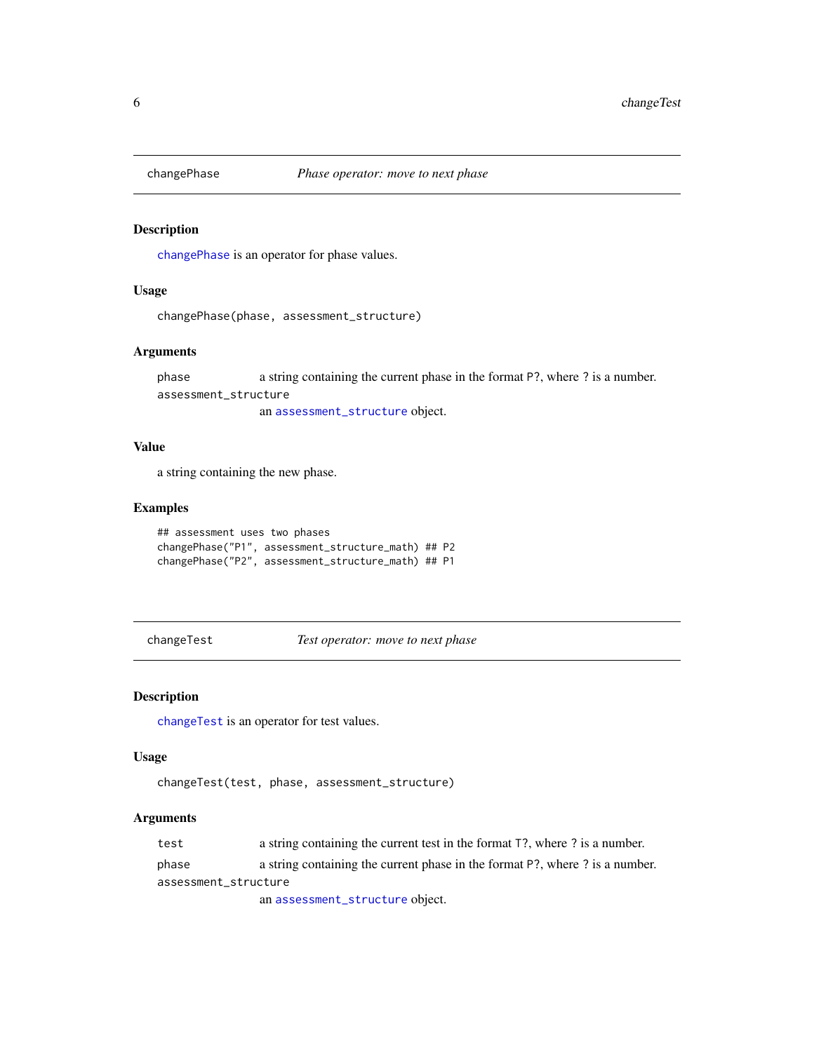## changePhase — *Phase operator: move to next phase*

### Description

changePhase is an operator for phase values.

### Usage

```
changePhase(phase, assessment_structure)
```

### Arguments

phase — a string containing the current phase in the format P?, where ? is a number.

assessment_structure — an assessment_structure object.

### Value

a string containing the new phase.

### Examples

```
## assessment uses two phases
changePhase("P1", assessment_structure_math) ## P2
changePhase("P2", assessment_structure_math) ## P1
```

## changeTest — *Test operator: move to next phase*

### Description

changeTest is an operator for test values.

### Usage

```
changeTest(test, phase, assessment_structure)
```

### Arguments

test — a string containing the current test in the format T?, where ? is a number.

phase — a string containing the current phase in the format P?, where ? is a number.

assessment_structure — an assessment_structure object.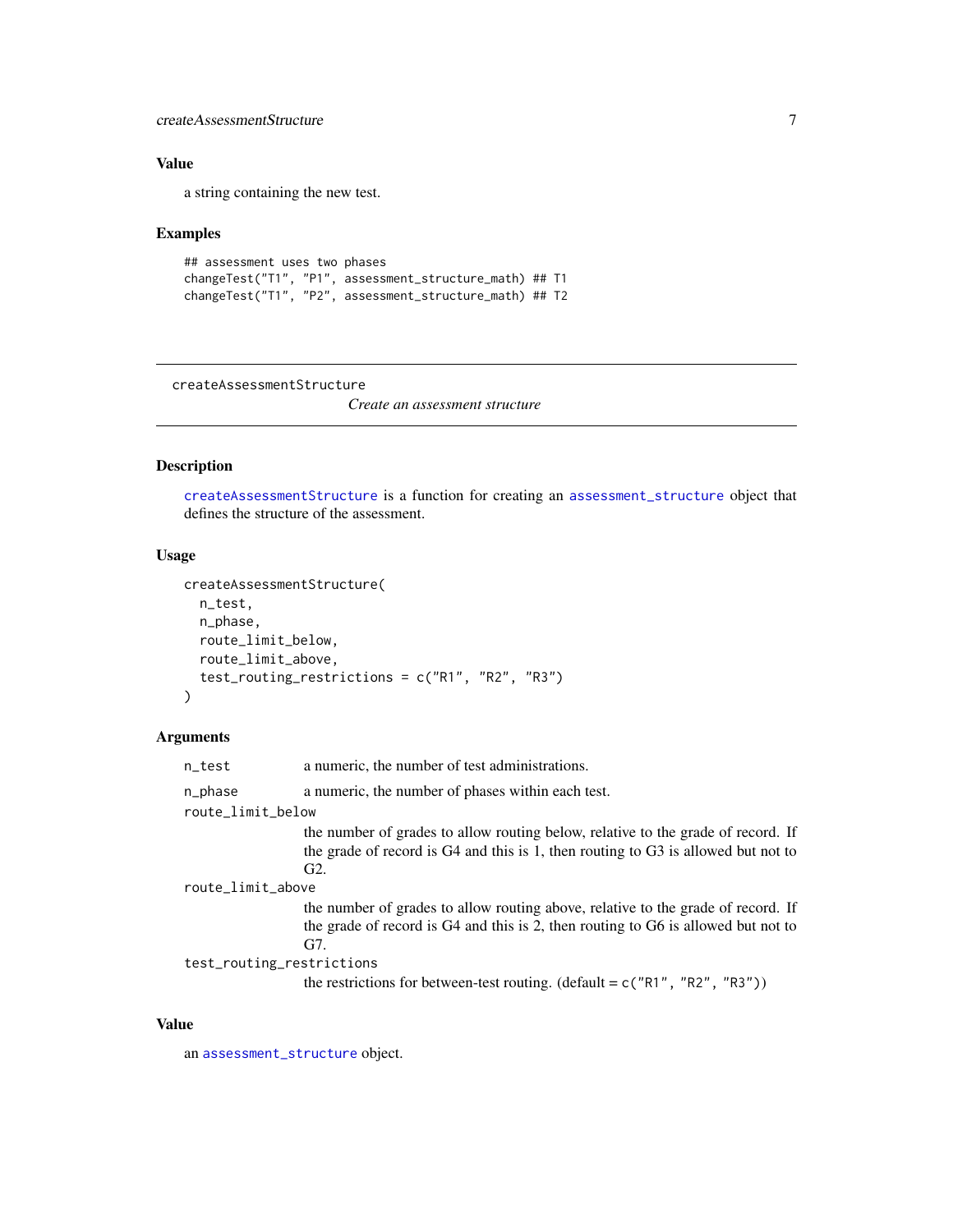### Value

a string containing the new test.

### Examples

```
## assessment uses two phases
changeTest("T1", "P1", assessment_structure_math) ## T1
changeTest("T1", "P2", assessment_structure_math) ## T2
```

---

## createAssessmentStructure

*Create an assessment structure*

### Description

createAssessmentStructure is a function for creating an assessment_structure object that defines the structure of the assessment.

### Usage

```
createAssessmentStructure(
  n_test,
  n_phase,
  route_limit_below,
  route_limit_above,
  test_routing_restrictions = c("R1", "R2", "R3")
)
```

### Arguments

| Argument | Description |
|---|---|
| `n_test` | a numeric, the number of test administrations. |
| `n_phase` | a numeric, the number of phases within each test. |
| `route_limit_below` | the number of grades to allow routing below, relative to the grade of record. If the grade of record is G4 and this is 1, then routing to G3 is allowed but not to G2. |
| `route_limit_above` | the number of grades to allow routing above, relative to the grade of record. If the grade of record is G4 and this is 2, then routing to G6 is allowed but not to G7. |
| `test_routing_restrictions` | the restrictions for between-test routing. (default = `c("R1", "R2", "R3")`) |

### Value

an assessment_structure object.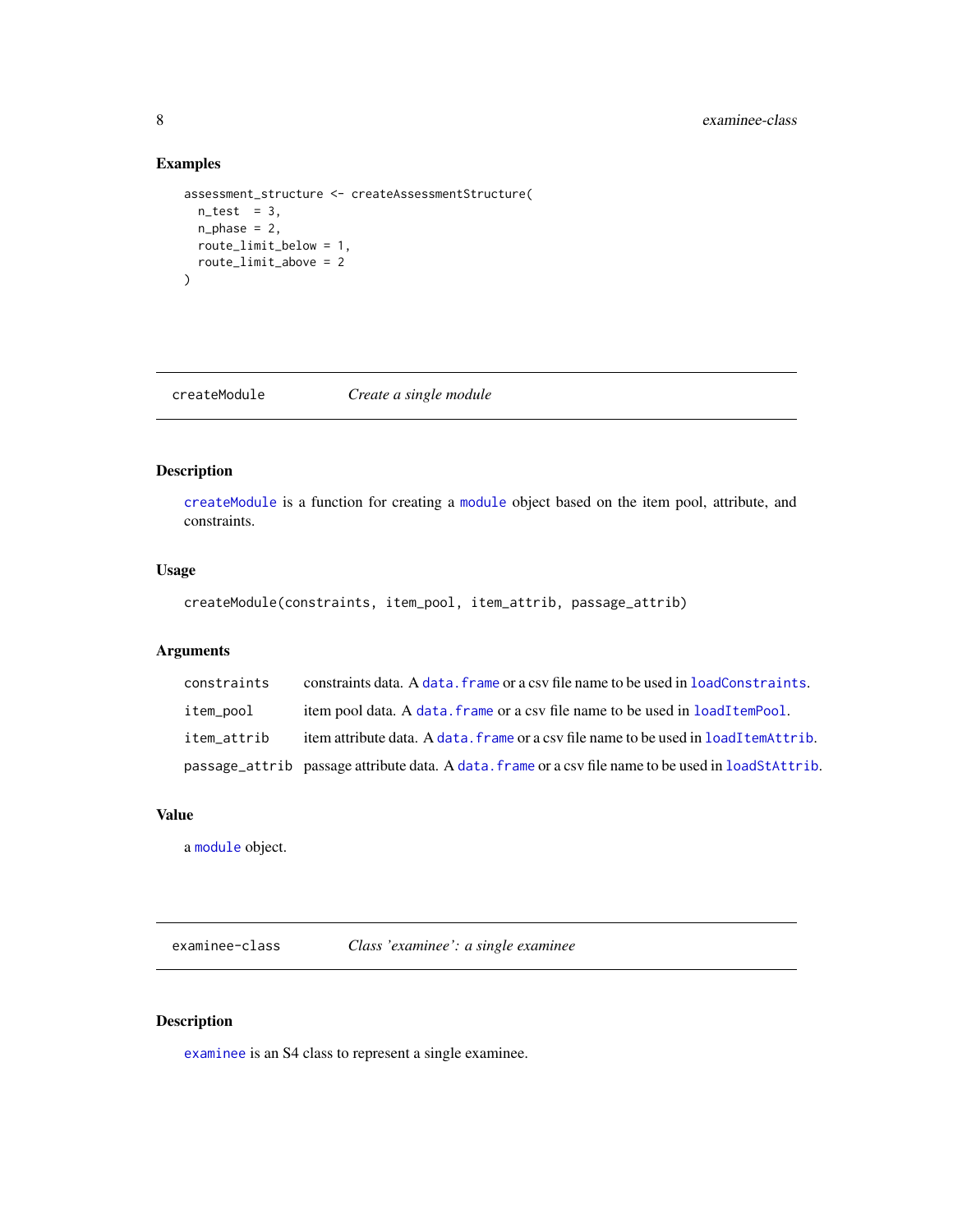### Examples

```
assessment_structure <- createAssessmentStructure(
  n_test  = 3,
  n_phase = 2,
  route_limit_below = 1,
  route_limit_above = 2
)
```

## createModule *Create a single module*

### Description

createModule is a function for creating a module object based on the item pool, attribute, and constraints.

### Usage

```
createModule(constraints, item_pool, item_attrib, passage_attrib)
```

### Arguments

| | |
|---|---|
| constraints | constraints data. A data.frame or a csv file name to be used in loadConstraints. |
| item_pool | item pool data. A data.frame or a csv file name to be used in loadItemPool. |
| item_attrib | item attribute data. A data.frame or a csv file name to be used in loadItemAttrib. |
| passage_attrib | passage attribute data. A data.frame or a csv file name to be used in loadStAttrib. |

### Value

a module object.

## examinee-class *Class 'examinee': a single examinee*

### Description

examinee is an S4 class to represent a single examinee.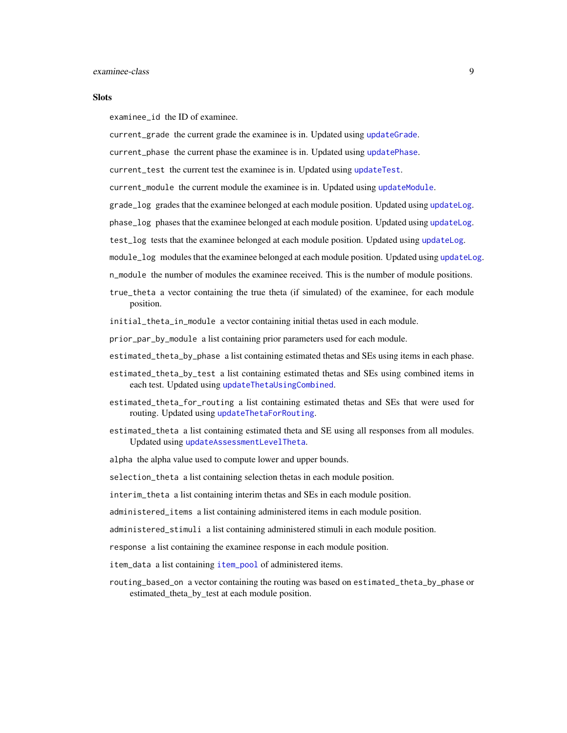### Slots

`examinee_id` the ID of examinee.

`current_grade` the current grade the examinee is in. Updated using `updateGrade`.

`current_phase` the current phase the examinee is in. Updated using `updatePhase`.

`current_test` the current test the examinee is in. Updated using `updateTest`.

`current_module` the current module the examinee is in. Updated using `updateModule`.

`grade_log` grades that the examinee belonged at each module position. Updated using `updateLog`.

`phase_log` phases that the examinee belonged at each module position. Updated using `updateLog`.

`test_log` tests that the examinee belonged at each module position. Updated using `updateLog`.

`module_log` modules that the examinee belonged at each module position. Updated using `updateLog`.

`n_module` the number of modules the examinee received. This is the number of module positions.

`true_theta` a vector containing the true theta (if simulated) of the examinee, for each module position.

`initial_theta_in_module` a vector containing initial thetas used in each module.

`prior_par_by_module` a list containing prior parameters used for each module.

`estimated_theta_by_phase` a list containing estimated thetas and SEs using items in each phase.

`estimated_theta_by_test` a list containing estimated thetas and SEs using combined items in each test. Updated using `updateThetaUsingCombined`.

`estimated_theta_for_routing` a list containing estimated thetas and SEs that were used for routing. Updated using `updateThetaForRouting`.

`estimated_theta` a list containing estimated theta and SE using all responses from all modules. Updated using `updateAssessmentLevelTheta`.

`alpha` the alpha value used to compute lower and upper bounds.

`selection_theta` a list containing selection thetas in each module position.

`interim_theta` a list containing interim thetas and SEs in each module position.

`administered_items` a list containing administered items in each module position.

`administered_stimuli` a list containing administered stimuli in each module position.

`response` a list containing the examinee response in each module position.

`item_data` a list containing `item_pool` of administered items.

`routing_based_on` a vector containing the routing was based on `estimated_theta_by_phase` or `estimated_theta_by_test` at each module position.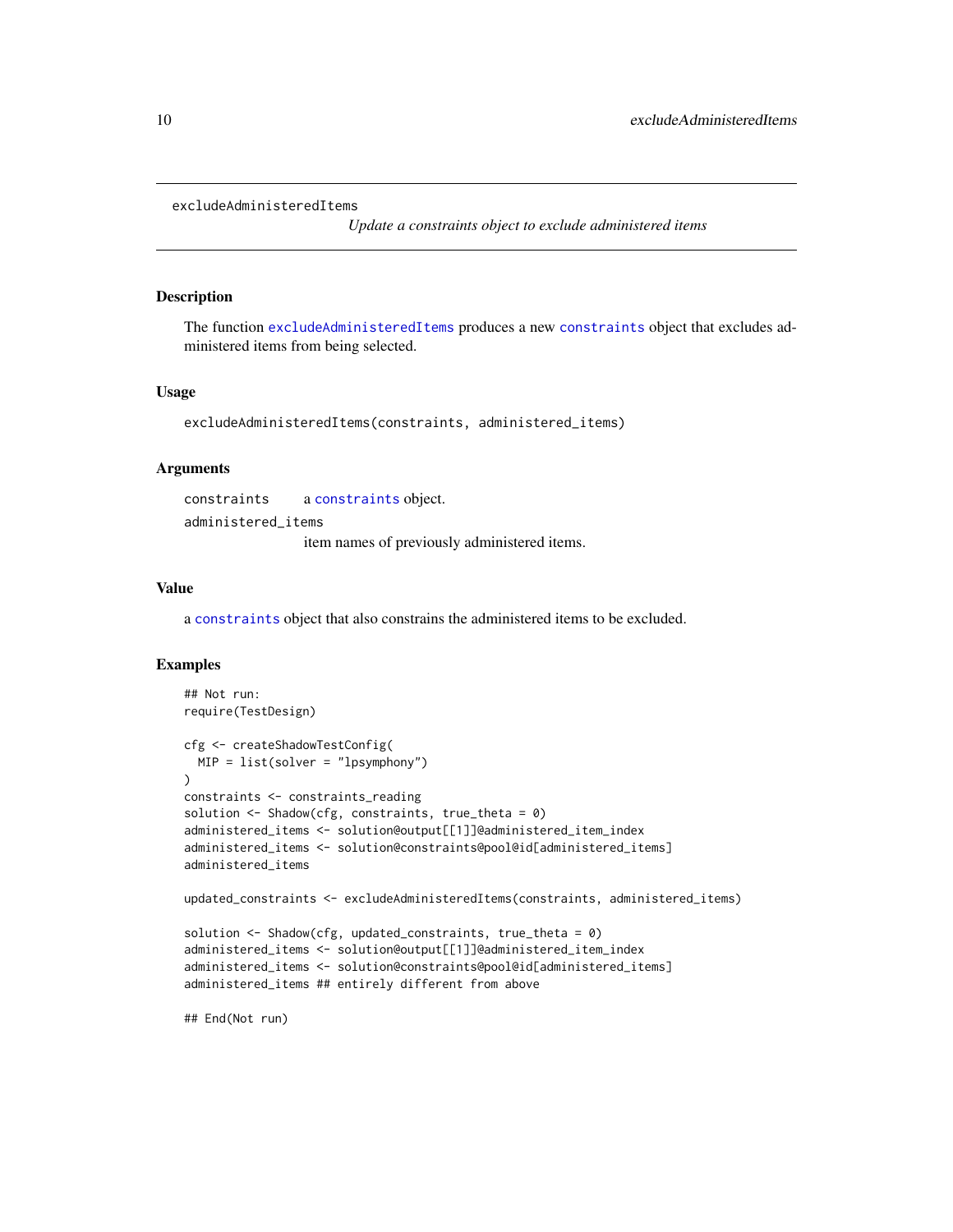# excludeAdministeredItems

*Update a constraints object to exclude administered items*

## Description

The function `excludeAdministeredItems` produces a new `constraints` object that excludes administered items from being selected.

## Usage

```
excludeAdministeredItems(constraints, administered_items)
```

## Arguments

`constraints` a `constraints` object.

`administered_items` item names of previously administered items.

## Value

a `constraints` object that also constrains the administered items to be excluded.

## Examples

```
## Not run:
require(TestDesign)

cfg <- createShadowTestConfig(
  MIP = list(solver = "lpsymphony")
)
constraints <- constraints_reading
solution <- Shadow(cfg, constraints, true_theta = 0)
administered_items <- solution@output[[1]]@administered_item_index
administered_items <- solution@constraints@pool@id[administered_items]
administered_items

updated_constraints <- excludeAdministeredItems(constraints, administered_items)

solution <- Shadow(cfg, updated_constraints, true_theta = 0)
administered_items <- solution@output[[1]]@administered_item_index
administered_items <- solution@constraints@pool@id[administered_items]
administered_items ## entirely different from above

## End(Not run)
```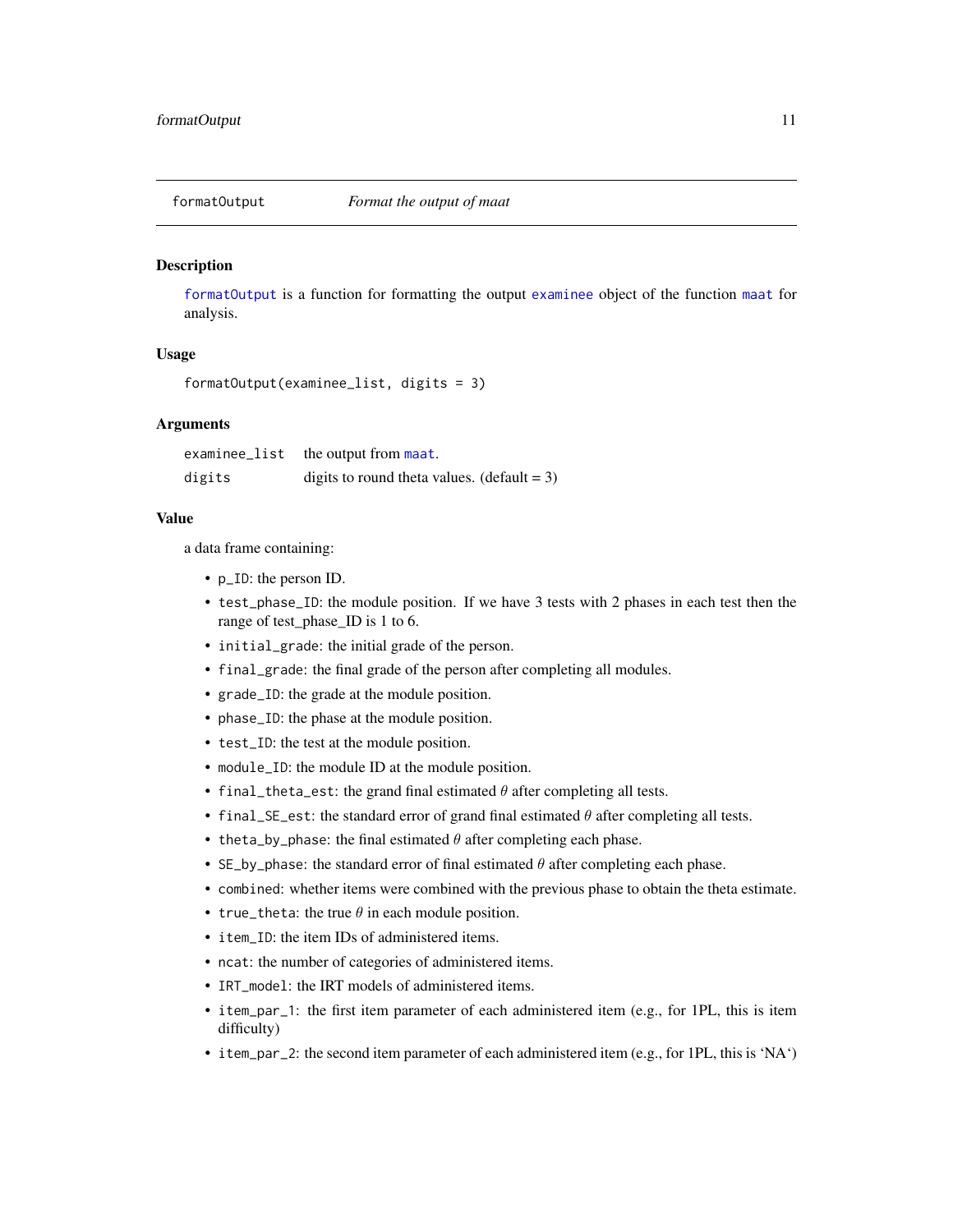## formatOutput — *Format the output of maat*

### Description

`formatOutput` is a function for formatting the output `examinee` object of the function `maat` for analysis.

### Usage

```
formatOutput(examinee_list, digits = 3)
```

### Arguments

| | |
|---|---|
| `examinee_list` | the output from `maat`. |
| `digits` | digits to round theta values. (default = 3) |

### Value

a data frame containing:

- `p_ID`: the person ID.
- `test_phase_ID`: the module position. If we have 3 tests with 2 phases in each test then the range of test_phase_ID is 1 to 6.
- `initial_grade`: the initial grade of the person.
- `final_grade`: the final grade of the person after completing all modules.
- `grade_ID`: the grade at the module position.
- `phase_ID`: the phase at the module position.
- `test_ID`: the test at the module position.
- `module_ID`: the module ID at the module position.
- `final_theta_est`: the grand final estimated $\theta$ after completing all tests.
- `final_SE_est`: the standard error of grand final estimated $\theta$ after completing all tests.
- `theta_by_phase`: the final estimated $\theta$ after completing each phase.
- `SE_by_phase`: the standard error of final estimated $\theta$ after completing each phase.
- `combined`: whether items were combined with the previous phase to obtain the theta estimate.
- `true_theta`: the true $\theta$ in each module position.
- `item_ID`: the item IDs of administered items.
- `ncat`: the number of categories of administered items.
- `IRT_model`: the IRT models of administered items.
- `item_par_1`: the first item parameter of each administered item (e.g., for 1PL, this is item difficulty)
- `item_par_2`: the second item parameter of each administered item (e.g., for 1PL, this is 'NA')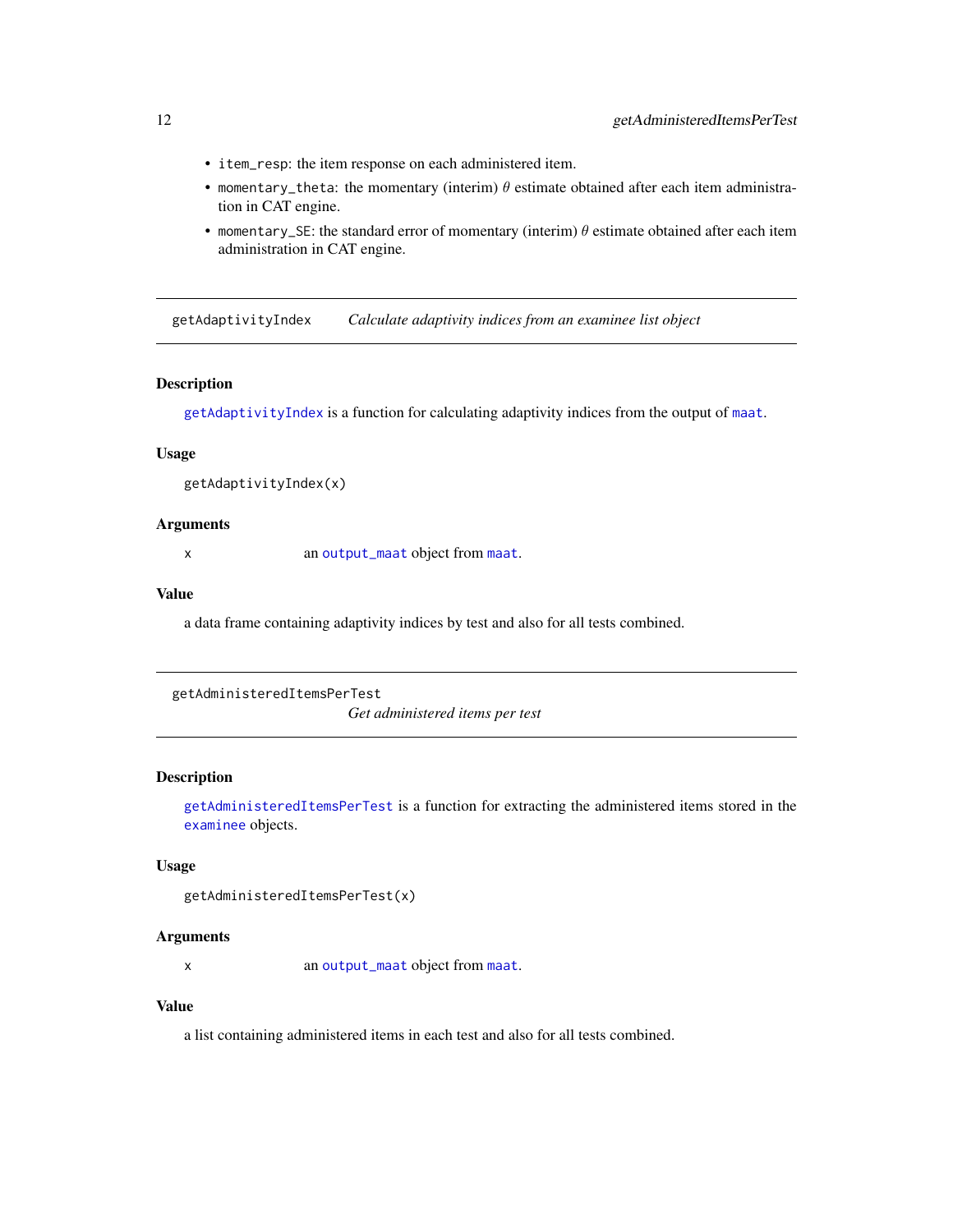- `item_resp`: the item response on each administered item.
- `momentary_theta`: the momentary (interim) $\theta$ estimate obtained after each item administration in CAT engine.
- `momentary_SE`: the standard error of momentary (interim) $\theta$ estimate obtained after each item administration in CAT engine.

---

## getAdaptivityIndex — *Calculate adaptivity indices from an examinee list object*

### Description

`getAdaptivityIndex` is a function for calculating adaptivity indices from the output of `maat`.

### Usage

```
getAdaptivityIndex(x)
```

### Arguments

| | |
|---|---|
| `x` | an `output_maat` object from `maat`. |

### Value

a data frame containing adaptivity indices by test and also for all tests combined.

---

## getAdministeredItemsPerTest — *Get administered items per test*

### Description

`getAdministeredItemsPerTest` is a function for extracting the administered items stored in the `examinee` objects.

### Usage

```
getAdministeredItemsPerTest(x)
```

### Arguments

| | |
|---|---|
| `x` | an `output_maat` object from `maat`. |

### Value

a list containing administered items in each test and also for all tests combined.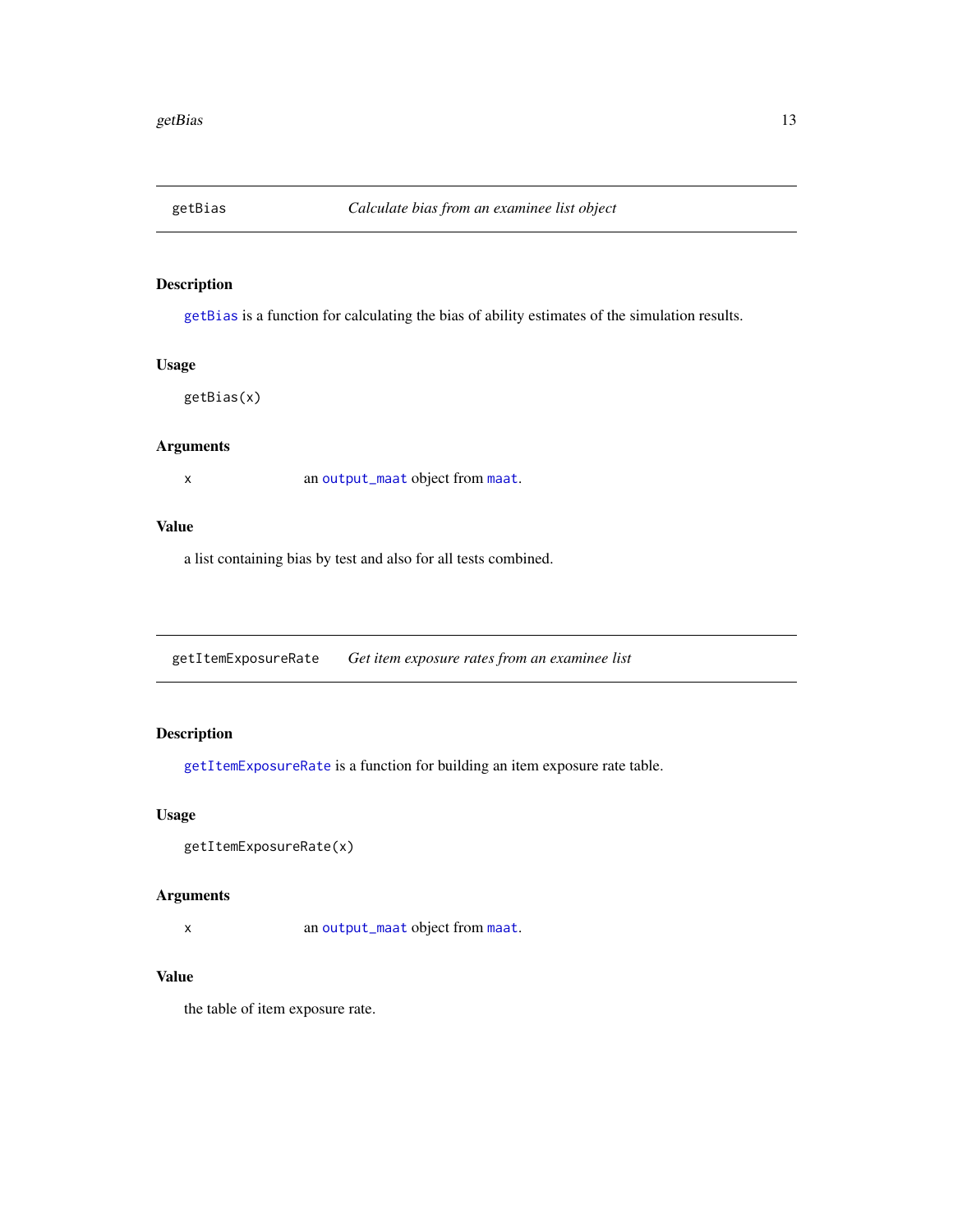## getBias — *Calculate bias from an examinee list object*

### Description

`getBias` is a function for calculating the bias of ability estimates of the simulation results.

### Usage

```
getBias(x)
```

### Arguments

| | |
|---|---|
| x | an `output_maat` object from `maat`. |

### Value

a list containing bias by test and also for all tests combined.

## getItemExposureRate — *Get item exposure rates from an examinee list*

### Description

`getItemExposureRate` is a function for building an item exposure rate table.

### Usage

```
getItemExposureRate(x)
```

### Arguments

| | |
|---|---|
| x | an `output_maat` object from `maat`. |

### Value

the table of item exposure rate.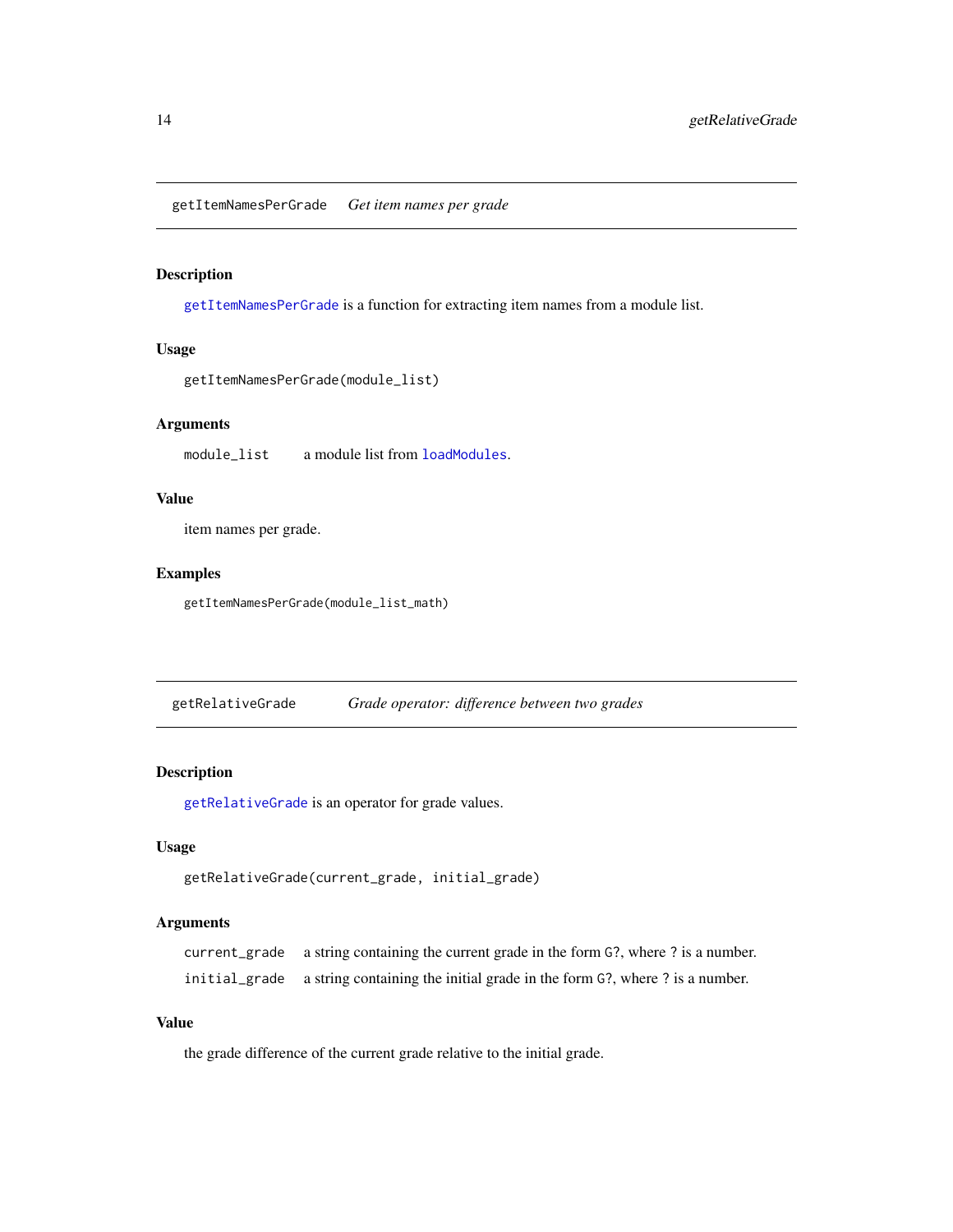## getItemNamesPerGrade    *Get item names per grade*

### Description

`getItemNamesPerGrade` is a function for extracting item names from a module list.

### Usage

```
getItemNamesPerGrade(module_list)
```

### Arguments

| | |
|---|---|
| `module_list` | a module list from `loadModules`. |

### Value

item names per grade.

### Examples

```
getItemNamesPerGrade(module_list_math)
```

## getRelativeGrade    *Grade operator: difference between two grades*

### Description

`getRelativeGrade` is an operator for grade values.

### Usage

```
getRelativeGrade(current_grade, initial_grade)
```

### Arguments

| | |
|---|---|
| `current_grade` | a string containing the current grade in the form `G?`, where `?` is a number. |
| `initial_grade` | a string containing the initial grade in the form `G?`, where `?` is a number. |

### Value

the grade difference of the current grade relative to the initial grade.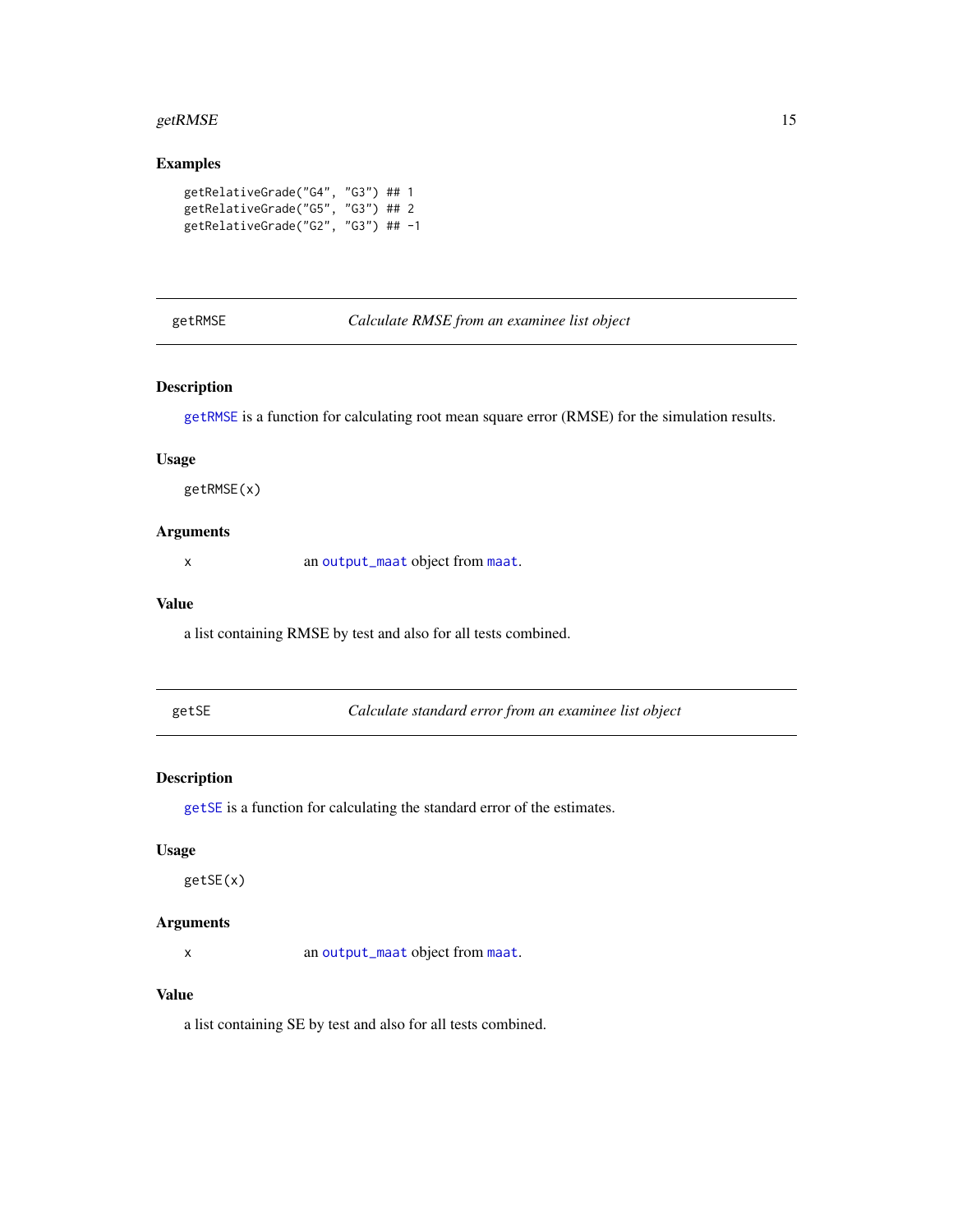## Examples

```
getRelativeGrade("G4", "G3") ## 1
getRelativeGrade("G5", "G3") ## 2
getRelativeGrade("G2", "G3") ## -1
```

---

## getRMSE — *Calculate RMSE from an examinee list object*

### Description

`getRMSE` is a function for calculating root mean square error (RMSE) for the simulation results.

### Usage

```
getRMSE(x)
```

### Arguments

| | |
|---|---|
| x | an `output_maat` object from `maat`. |

### Value

a list containing RMSE by test and also for all tests combined.

---

## getSE — *Calculate standard error from an examinee list object*

### Description

`getSE` is a function for calculating the standard error of the estimates.

### Usage

```
getSE(x)
```

### Arguments

| | |
|---|---|
| x | an `output_maat` object from `maat`. |

### Value

a list containing SE by test and also for all tests combined.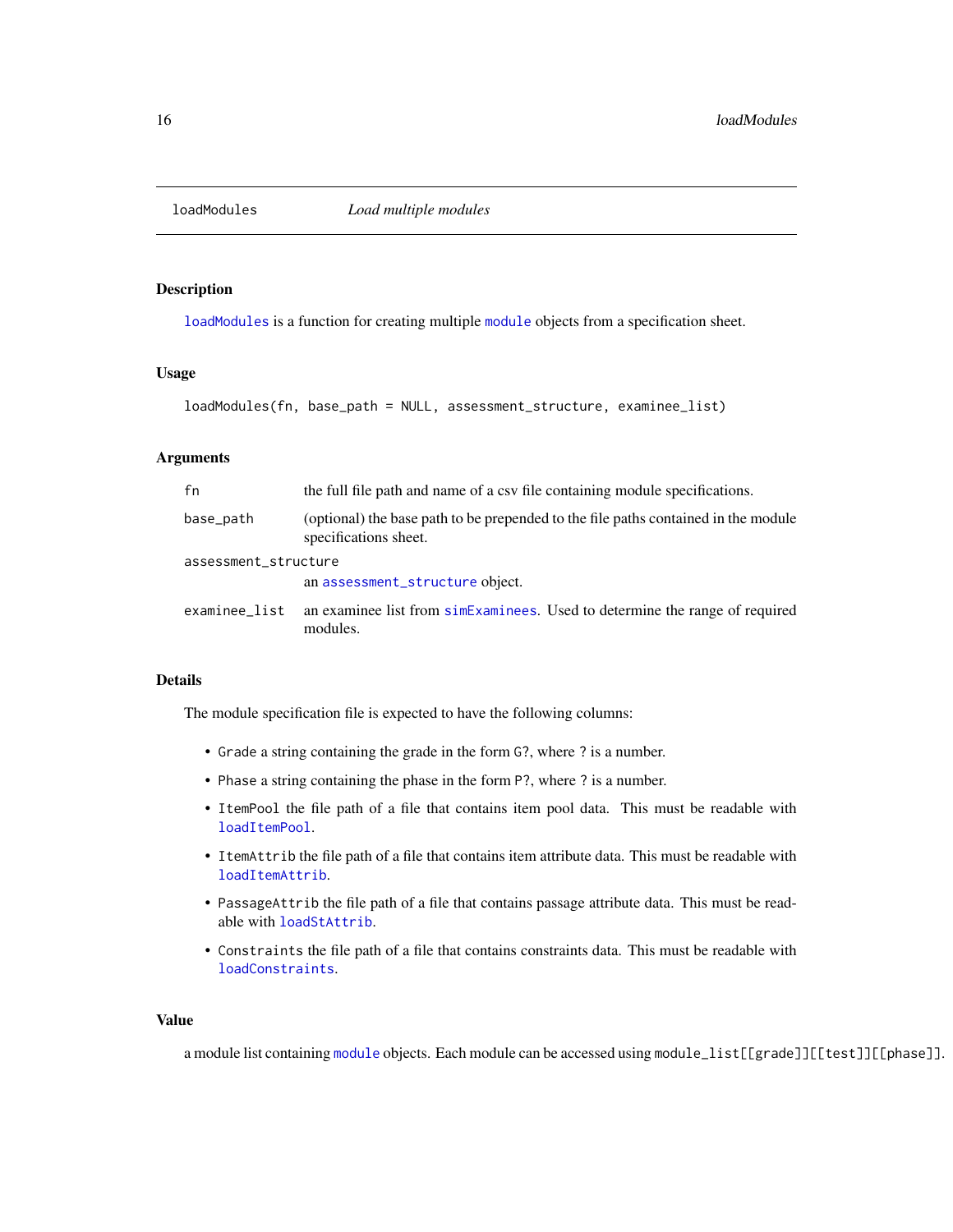## loadModules — *Load multiple modules*

### Description

`loadModules` is a function for creating multiple `module` objects from a specification sheet.

### Usage

```
loadModules(fn, base_path = NULL, assessment_structure, examinee_list)
```

### Arguments

| | |
|---|---|
| `fn` | the full file path and name of a csv file containing module specifications. |
| `base_path` | (optional) the base path to be prepended to the file paths contained in the module specifications sheet. |
| `assessment_structure` | an `assessment_structure` object. |
| `examinee_list` | an examinee list from `simExaminees`. Used to determine the range of required modules. |

### Details

The module specification file is expected to have the following columns:

- `Grade` a string containing the grade in the form `G?`, where `?` is a number.
- `Phase` a string containing the phase in the form `P?`, where `?` is a number.
- `ItemPool` the file path of a file that contains item pool data. This must be readable with `loadItemPool`.
- `ItemAttrib` the file path of a file that contains item attribute data. This must be readable with `loadItemAttrib`.
- `PassageAttrib` the file path of a file that contains passage attribute data. This must be readable with `loadStAttrib`.
- `Constraints` the file path of a file that contains constraints data. This must be readable with `loadConstraints`.

### Value

a module list containing `module` objects. Each module can be accessed using `module_list[[grade]][[test]][[phase]]`.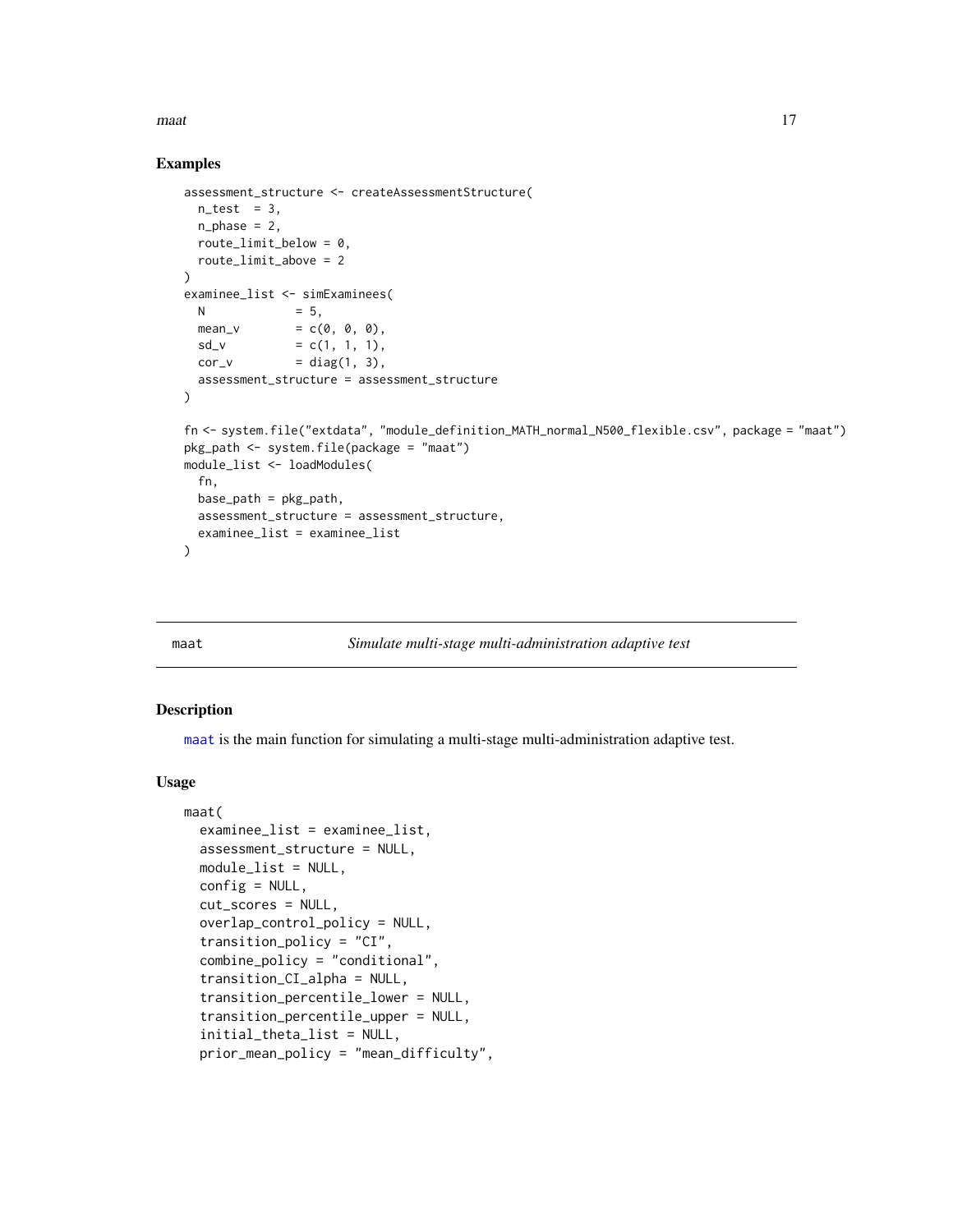### Examples

```
assessment_structure <- createAssessmentStructure(
  n_test  = 3,
  n_phase = 2,
  route_limit_below = 0,
  route_limit_above = 2
)
examinee_list <- simExaminees(
  N             = 5,
  mean_v        = c(0, 0, 0),
  sd_v          = c(1, 1, 1),
  cor_v         = diag(1, 3),
  assessment_structure = assessment_structure
)

fn <- system.file("extdata", "module_definition_MATH_normal_N500_flexible.csv", package = "maat")
pkg_path <- system.file(package = "maat")
module_list <- loadModules(
  fn,
  base_path = pkg_path,
  assessment_structure = assessment_structure,
  examinee_list = examinee_list
)
```

---

## maat *Simulate multi-stage multi-administration adaptive test*

### Description

maat is the main function for simulating a multi-stage multi-administration adaptive test.

### Usage

```
maat(
  examinee_list = examinee_list,
  assessment_structure = NULL,
  module_list = NULL,
  config = NULL,
  cut_scores = NULL,
  overlap_control_policy = NULL,
  transition_policy = "CI",
  combine_policy = "conditional",
  transition_CI_alpha = NULL,
  transition_percentile_lower = NULL,
  transition_percentile_upper = NULL,
  initial_theta_list = NULL,
  prior_mean_policy = "mean_difficulty",
```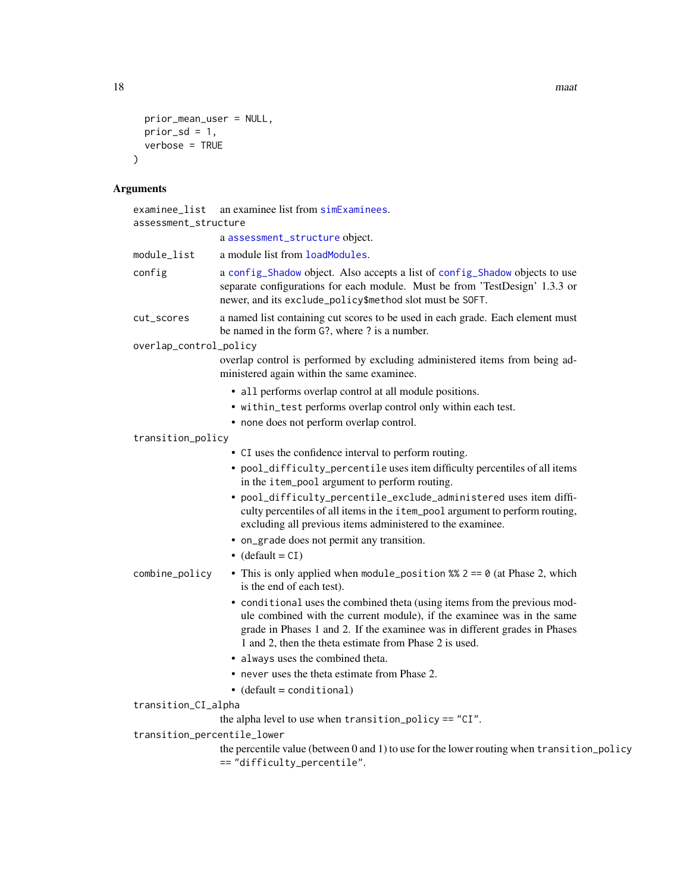```
  prior_mean_user = NULL,
  prior_sd = 1,
  verbose = TRUE
)
```

## Arguments

**examinee_list** — an examinee list from `simExaminees`.

**assessment_structure** — a `assessment_structure` object.

**module_list** — a module list from `loadModules`.

**config** — a `config_Shadow` object. Also accepts a list of `config_Shadow` objects to use separate configurations for each module. Must be from 'TestDesign' 1.3.3 or newer, and its `exclude_policy$method` slot must be `SOFT`.

**cut_scores** — a named list containing cut scores to be used in each grade. Each element must be named in the form `G?`, where `?` is a number.

**overlap_control_policy** — overlap control is performed by excluding administered items from being administered again within the same examinee.

- `all` performs overlap control at all module positions.
- `within_test` performs overlap control only within each test.
- `none` does not perform overlap control.

**transition_policy**

- `CI` uses the confidence interval to perform routing.
- `pool_difficulty_percentile` uses item difficulty percentiles of all items in the `item_pool` argument to perform routing.
- `pool_difficulty_percentile_exclude_administered` uses item difficulty percentiles of all items in the `item_pool` argument to perform routing, excluding all previous items administered to the examinee.
- `on_grade` does not permit any transition.
- (default = `CI`)

**combine_policy**

- This is only applied when `module_position %% 2 == 0` (at Phase 2, which is the end of each test).
- `conditional` uses the combined theta (using items from the previous module combined with the current module), if the examinee was in the same grade in Phases 1 and 2. If the examinee was in different grades in Phases 1 and 2, then the theta estimate from Phase 2 is used.
- `always` uses the combined theta.
- `never` uses the theta estimate from Phase 2.
- (default = `conditional`)

**transition_CI_alpha** — the alpha level to use when `transition_policy == "CI"`.

**transition_percentile_lower** — the percentile value (between 0 and 1) to use for the lower routing when `transition_policy == "difficulty_percentile"`.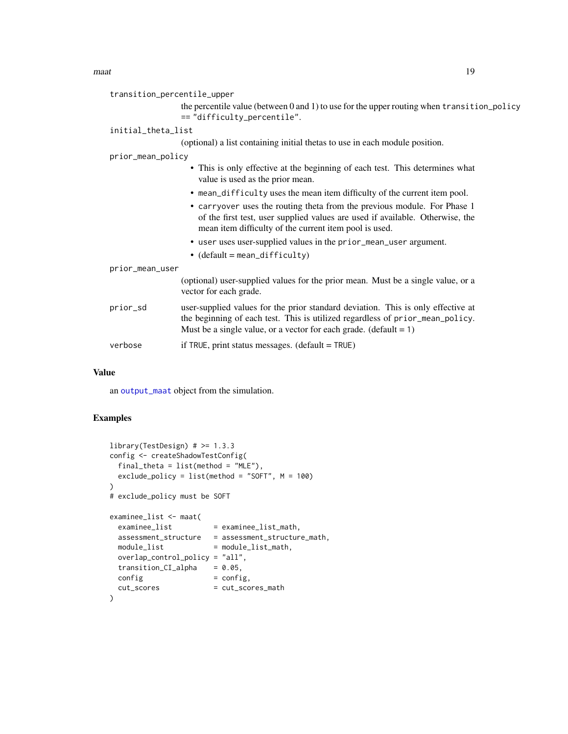`transition_percentile_upper`
: the percentile value (between 0 and 1) to use for the upper routing when `transition_policy == "difficulty_percentile"`.

`initial_theta_list`
: (optional) a list containing initial thetas to use in each module position.

`prior_mean_policy`
: - This is only effective at the beginning of each test. This determines what value is used as the prior mean.
  - `mean_difficulty` uses the mean item difficulty of the current item pool.
  - `carryover` uses the routing theta from the previous module. For Phase 1 of the first test, user supplied values are used if available. Otherwise, the mean item difficulty of the current item pool is used.
  - `user` uses user-supplied values in the `prior_mean_user` argument.
  - (default = `mean_difficulty`)

`prior_mean_user`
: (optional) user-supplied values for the prior mean. Must be a single value, or a vector for each grade.

`prior_sd`
: user-supplied values for the prior standard deviation. This is only effective at the beginning of each test. This is utilized regardless of `prior_mean_policy`. Must be a single value, or a vector for each grade. (default = 1)

`verbose`
: if `TRUE`, print status messages. (default = `TRUE`)

## Value

an `output_maat` object from the simulation.

## Examples

```
library(TestDesign) # >= 1.3.3
config <- createShadowTestConfig(
  final_theta = list(method = "MLE"),
  exclude_policy = list(method = "SOFT", M = 100)
)
# exclude_policy must be SOFT

examinee_list <- maat(
  examinee_list          = examinee_list_math,
  assessment_structure   = assessment_structure_math,
  module_list            = module_list_math,
  overlap_control_policy = "all",
  transition_CI_alpha    = 0.05,
  config                 = config,
  cut_scores             = cut_scores_math
)
```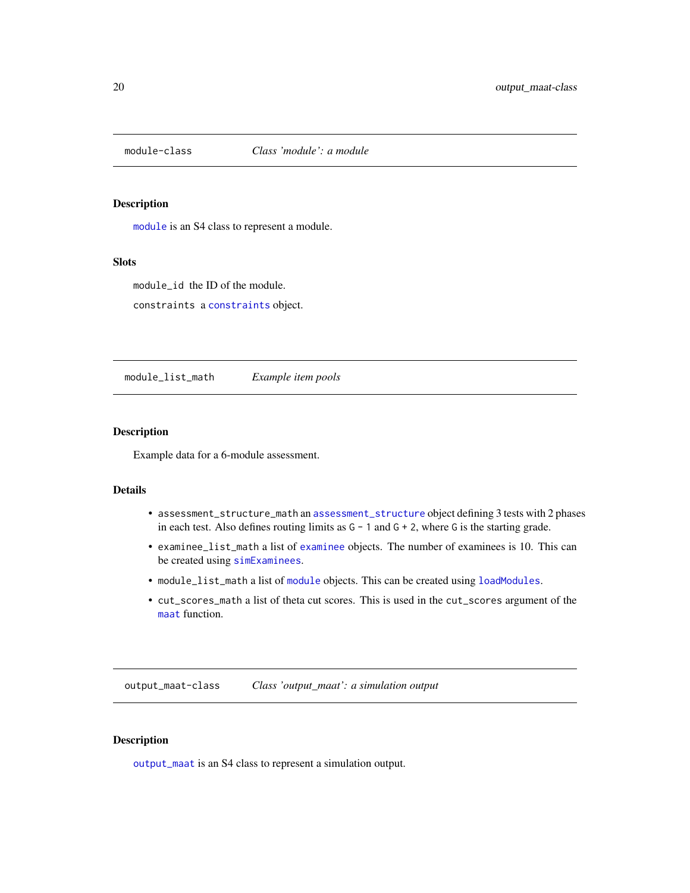## module-class — *Class 'module': a module*

### Description

`module` is an S4 class to represent a module.

### Slots

`module_id` the ID of the module.

`constraints` a `constraints` object.

## module_list_math — *Example item pools*

### Description

Example data for a 6-module assessment.

### Details

- `assessment_structure_math` an `assessment_structure` object defining 3 tests with 2 phases in each test. Also defines routing limits as `G - 1` and `G + 2`, where `G` is the starting grade.
- `examinee_list_math` a list of `examinee` objects. The number of examinees is 10. This can be created using `simExaminees`.
- `module_list_math` a list of `module` objects. This can be created using `loadModules`.
- `cut_scores_math` a list of theta cut scores. This is used in the `cut_scores` argument of the `maat` function.

## output_maat-class — *Class 'output_maat': a simulation output*

### Description

`output_maat` is an S4 class to represent a simulation output.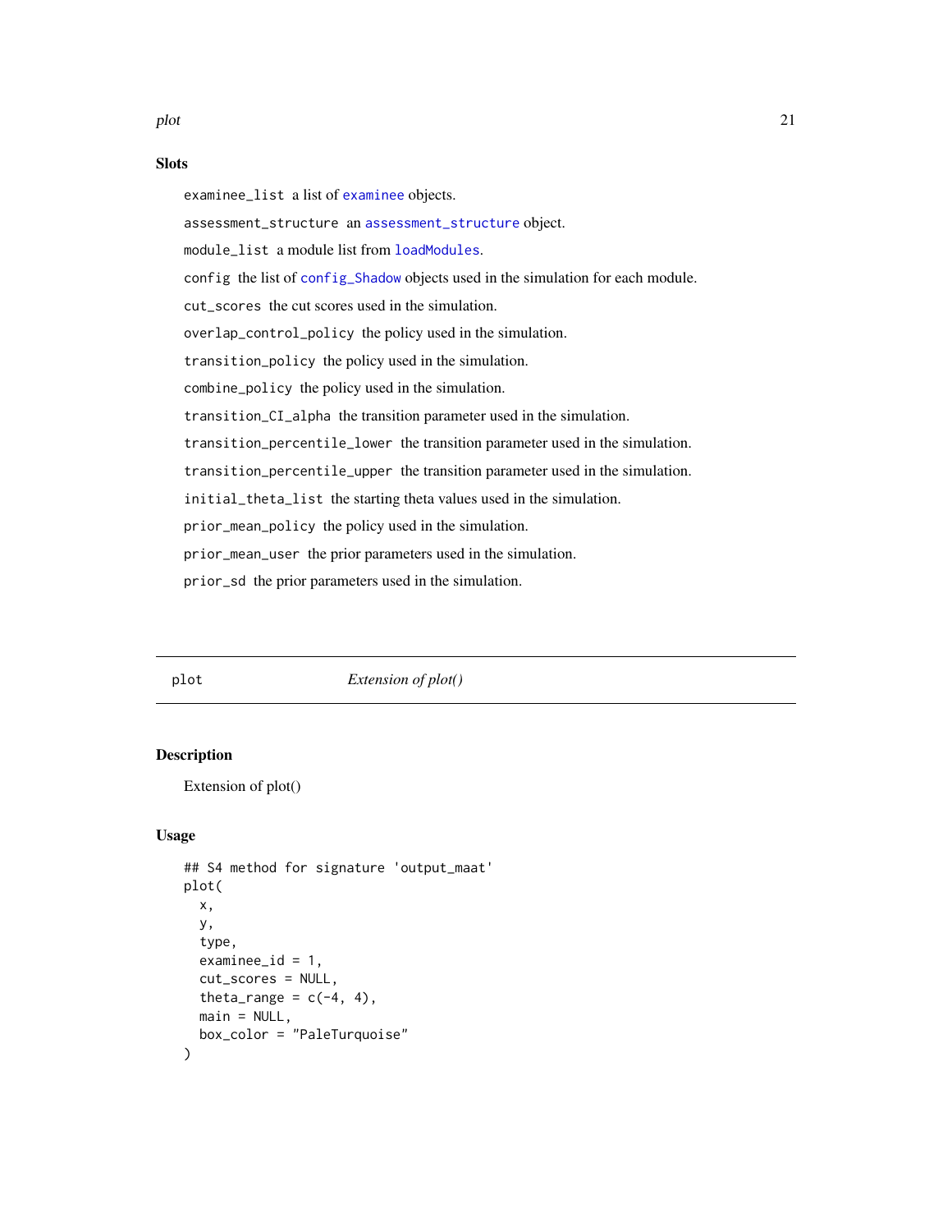### Slots

`examinee_list` a list of `examinee` objects.

`assessment_structure` an `assessment_structure` object.

`module_list` a module list from `loadModules`.

`config` the list of `config_Shadow` objects used in the simulation for each module.

`cut_scores` the cut scores used in the simulation.

`overlap_control_policy` the policy used in the simulation.

`transition_policy` the policy used in the simulation.

`combine_policy` the policy used in the simulation.

`transition_CI_alpha` the transition parameter used in the simulation.

`transition_percentile_lower` the transition parameter used in the simulation.

`transition_percentile_upper` the transition parameter used in the simulation.

`initial_theta_list` the starting theta values used in the simulation.

`prior_mean_policy` the policy used in the simulation.

`prior_mean_user` the prior parameters used in the simulation.

`prior_sd` the prior parameters used in the simulation.

---

`plot` *Extension of plot()*

---

### Description

Extension of plot()

### Usage

```
## S4 method for signature 'output_maat'
plot(
  x,
  y,
  type,
  examinee_id = 1,
  cut_scores = NULL,
  theta_range = c(-4, 4),
  main = NULL,
  box_color = "PaleTurquoise"
)
```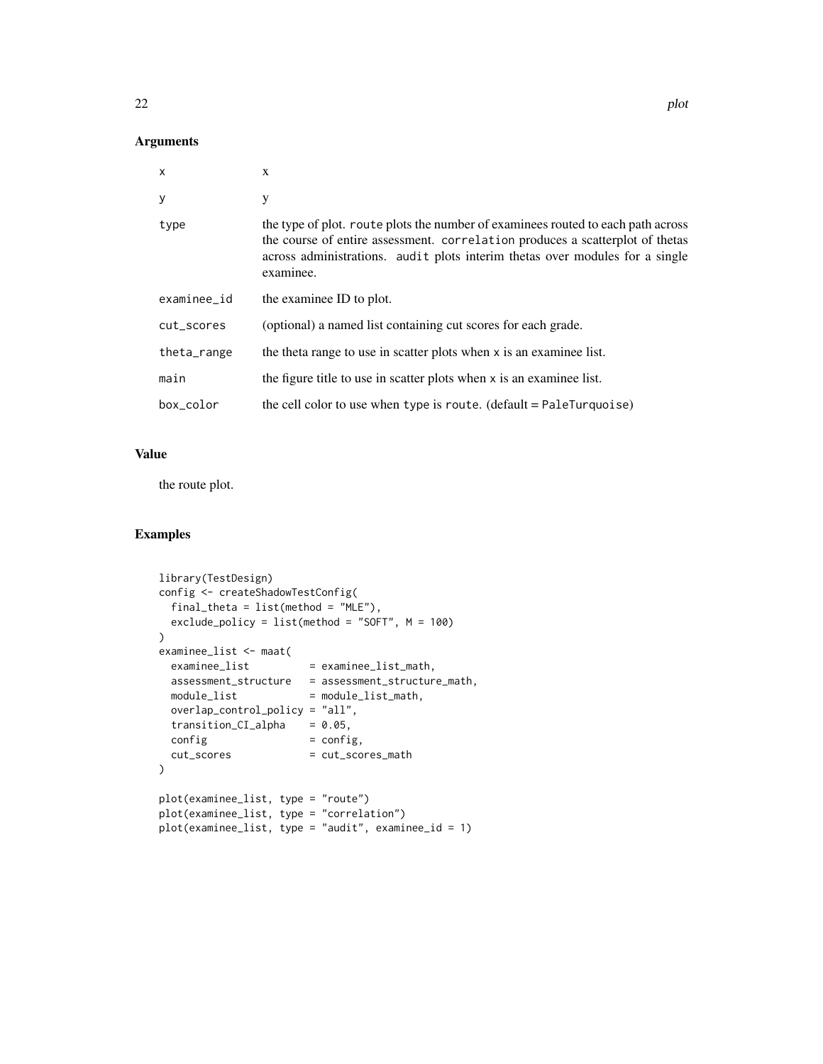## Arguments

| | |
|---|---|
| `x` | x |
| `y` | y |
| `type` | the type of plot. `route` plots the number of examinees routed to each path across the course of entire assessment. `correlation` produces a scatterplot of thetas across administrations. `audit` plots interim thetas over modules for a single examinee. |
| `examinee_id` | the examinee ID to plot. |
| `cut_scores` | (optional) a named list containing cut scores for each grade. |
| `theta_range` | the theta range to use in scatter plots when `x` is an examinee list. |
| `main` | the figure title to use in scatter plots when `x` is an examinee list. |
| `box_color` | the cell color to use when `type` is `route`. (default = `PaleTurquoise`) |

## Value

the route plot.

## Examples

```
library(TestDesign)
config <- createShadowTestConfig(
  final_theta = list(method = "MLE"),
  exclude_policy = list(method = "SOFT", M = 100)
)
examinee_list <- maat(
  examinee_list          = examinee_list_math,
  assessment_structure   = assessment_structure_math,
  module_list            = module_list_math,
  overlap_control_policy = "all",
  transition_CI_alpha    = 0.05,
  config                 = config,
  cut_scores             = cut_scores_math
)

plot(examinee_list, type = "route")
plot(examinee_list, type = "correlation")
plot(examinee_list, type = "audit", examinee_id = 1)
```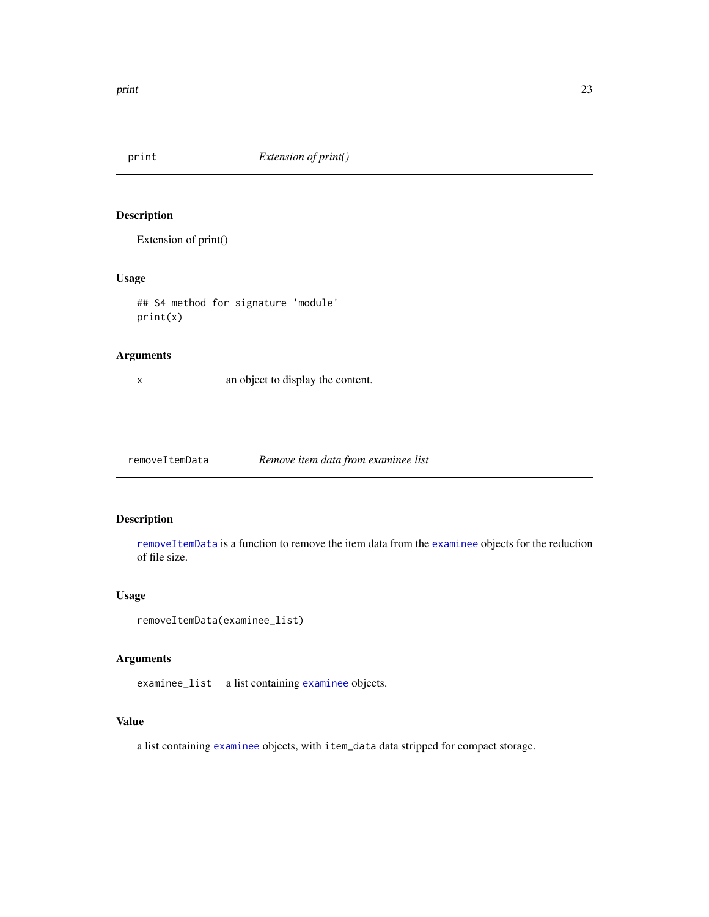## print — *Extension of print()*

### Description

Extension of print()

### Usage

```
## S4 method for signature 'module'
print(x)
```

### Arguments

| | |
|---|---|
| x | an object to display the content. |

## removeItemData — *Remove item data from examinee list*

### Description

`removeItemData` is a function to remove the item data from the `examinee` objects for the reduction of file size.

### Usage

```
removeItemData(examinee_list)
```

### Arguments

| | |
|---|---|
| examinee_list | a list containing `examinee` objects. |

### Value

a list containing `examinee` objects, with `item_data` data stripped for compact storage.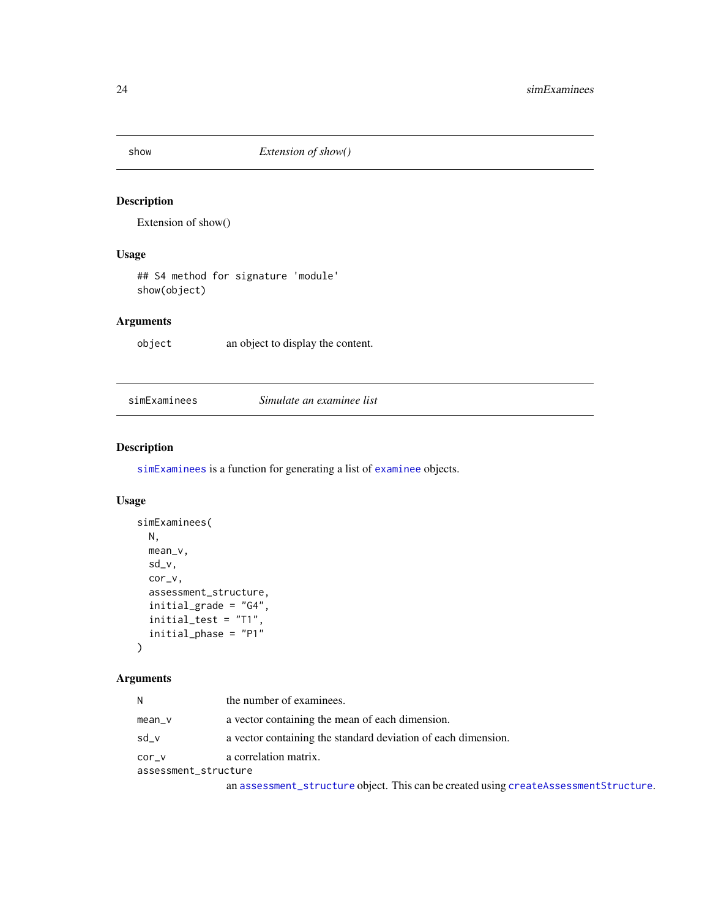## show — *Extension of show()*

### Description

Extension of show()

### Usage

```
## S4 method for signature 'module'
show(object)
```

### Arguments

| | |
|---|---|
| object | an object to display the content. |

## simExaminees — *Simulate an examinee list*

### Description

simExaminees is a function for generating a list of examinee objects.

### Usage

```
simExaminees(
  N,
  mean_v,
  sd_v,
  cor_v,
  assessment_structure,
  initial_grade = "G4",
  initial_test = "T1",
  initial_phase = "P1"
)
```

### Arguments

| | |
|---|---|
| N | the number of examinees. |
| mean_v | a vector containing the mean of each dimension. |
| sd_v | a vector containing the standard deviation of each dimension. |
| cor_v | a correlation matrix. |
| assessment_structure | an assessment_structure object. This can be created using createAssessmentStructure. |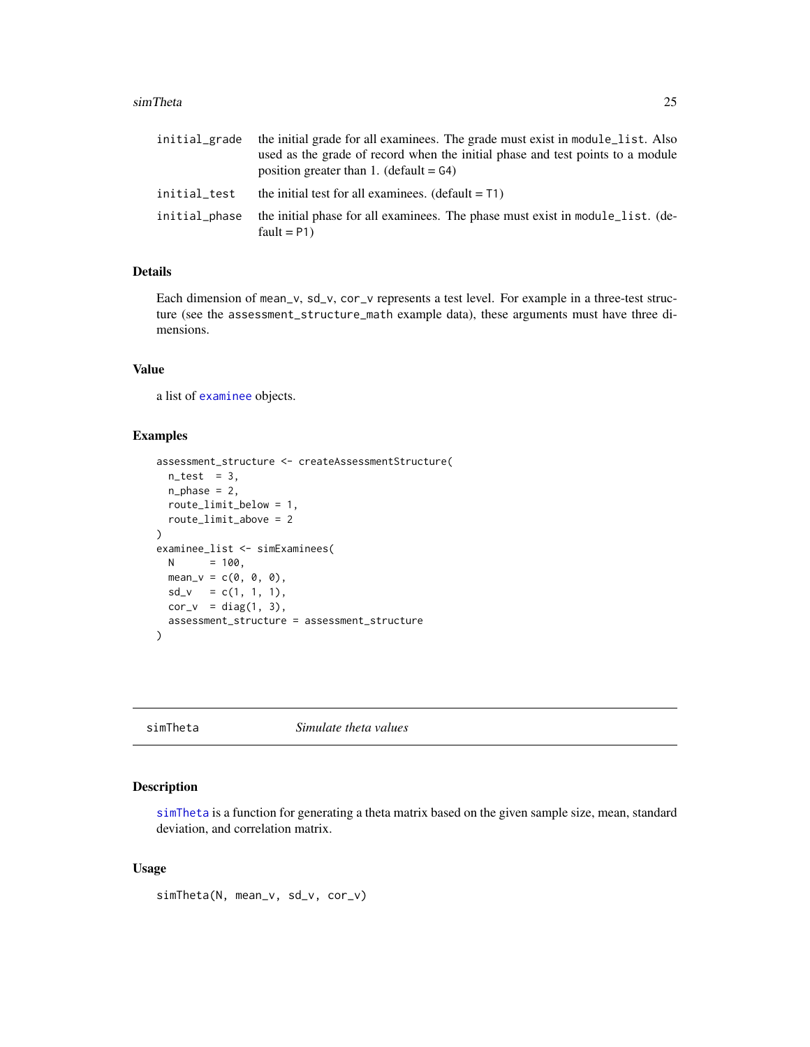| | |
|---|---|
| `initial_grade` | the initial grade for all examinees. The grade must exist in `module_list`. Also used as the grade of record when the initial phase and test points to a module position greater than 1. (default = `G4`) |
| `initial_test` | the initial test for all examinees. (default = `T1`) |
| `initial_phase` | the initial phase for all examinees. The phase must exist in `module_list`. (default = `P1`) |

### Details

Each dimension of `mean_v`, `sd_v`, `cor_v` represents a test level. For example in a three-test structure (see the `assessment_structure_math` example data), these arguments must have three dimensions.

### Value

a list of `examinee` objects.

### Examples

```
assessment_structure <- createAssessmentStructure(
  n_test  = 3,
  n_phase = 2,
  route_limit_below = 1,
  route_limit_above = 2
)
examinee_list <- simExaminees(
  N      = 100,
  mean_v = c(0, 0, 0),
  sd_v   = c(1, 1, 1),
  cor_v  = diag(1, 3),
  assessment_structure = assessment_structure
)
```

---

## `simTheta` *Simulate theta values*

---

### Description

`simTheta` is a function for generating a theta matrix based on the given sample size, mean, standard deviation, and correlation matrix.

### Usage

```
simTheta(N, mean_v, sd_v, cor_v)
```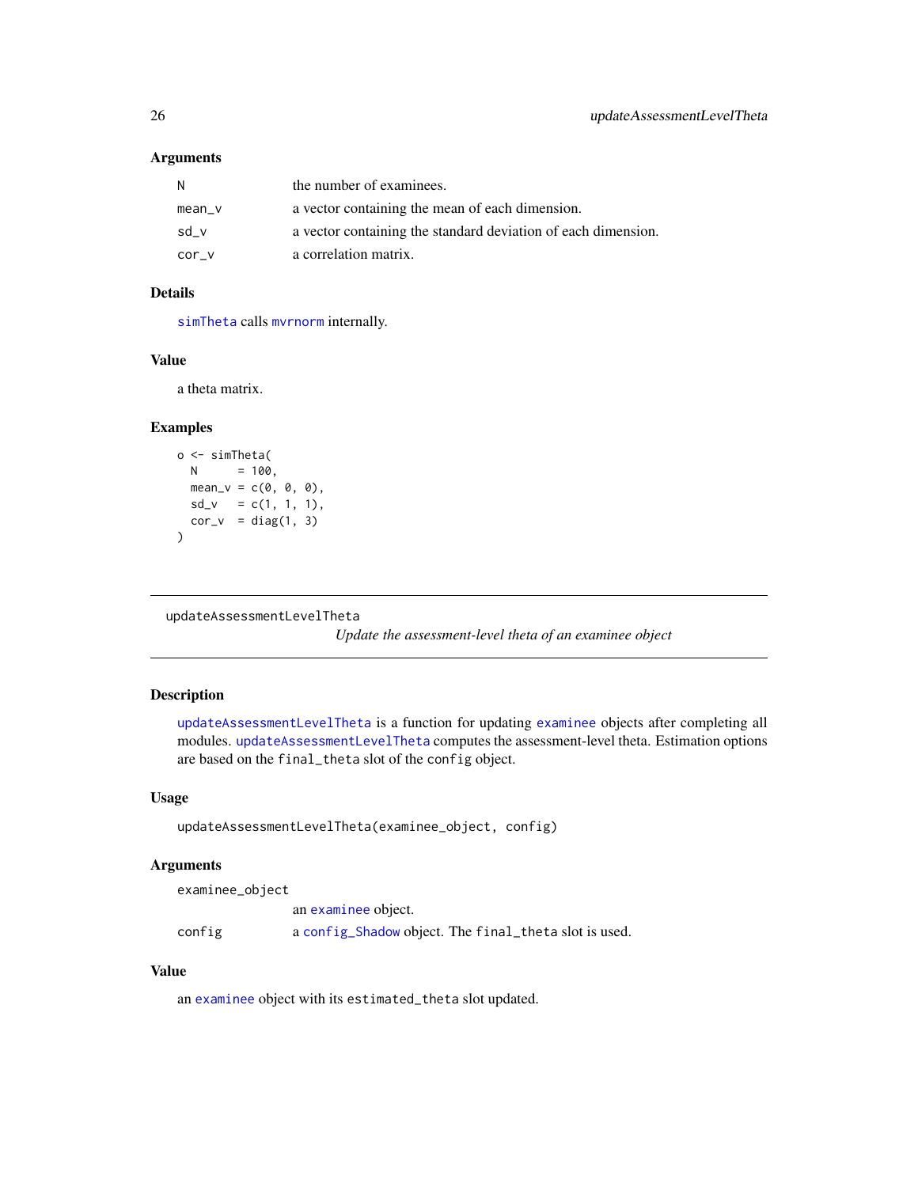### Arguments

| | |
|---|---|
| N | the number of examinees. |
| mean_v | a vector containing the mean of each dimension. |
| sd_v | a vector containing the standard deviation of each dimension. |
| cor_v | a correlation matrix. |

### Details

simTheta calls mvrnorm internally.

### Value

a theta matrix.

### Examples

```
o <- simTheta(
  N      = 100,
  mean_v = c(0, 0, 0),
  sd_v   = c(1, 1, 1),
  cor_v  = diag(1, 3)
)
```

---

## updateAssessmentLevelTheta

*Update the assessment-level theta of an examinee object*

---

### Description

updateAssessmentLevelTheta is a function for updating examinee objects after completing all modules. updateAssessmentLevelTheta computes the assessment-level theta. Estimation options are based on the final_theta slot of the config object.

### Usage

```
updateAssessmentLevelTheta(examinee_object, config)
```

### Arguments

| | |
|---|---|
| examinee_object | an examinee object. |
| config | a config_Shadow object. The final_theta slot is used. |

### Value

an examinee object with its estimated_theta slot updated.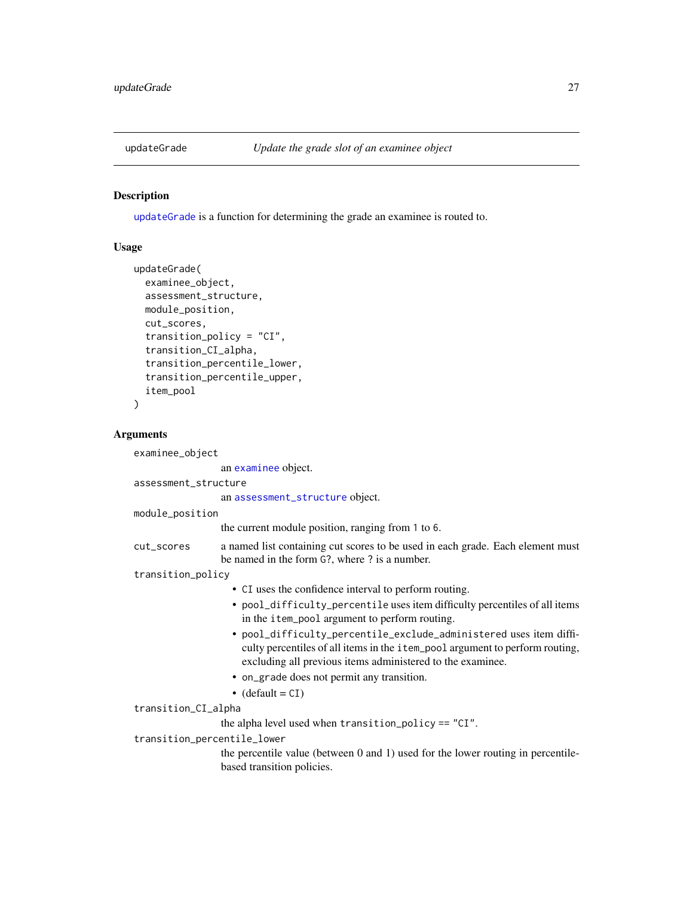## updateGrade — *Update the grade slot of an examinee object*

### Description

`updateGrade` is a function for determining the grade an examinee is routed to.

### Usage

```
updateGrade(
  examinee_object,
  assessment_structure,
  module_position,
  cut_scores,
  transition_policy = "CI",
  transition_CI_alpha,
  transition_percentile_lower,
  transition_percentile_upper,
  item_pool
)
```

### Arguments

`examinee_object`
: an `examinee` object.

`assessment_structure`
: an `assessment_structure` object.

`module_position`
: the current module position, ranging from `1` to `6`.

`cut_scores`
: a named list containing cut scores to be used in each grade. Each element must be named in the form `G?`, where `?` is a number.

`transition_policy`
: - `CI` uses the confidence interval to perform routing.
  - `pool_difficulty_percentile` uses item difficulty percentiles of all items in the `item_pool` argument to perform routing.
  - `pool_difficulty_percentile_exclude_administered` uses item difficulty percentiles of all items in the `item_pool` argument to perform routing, excluding all previous items administered to the examinee.
  - `on_grade` does not permit any transition.
  - (default = `CI`)

`transition_CI_alpha`
: the alpha level used when `transition_policy == "CI"`.

`transition_percentile_lower`
: the percentile value (between 0 and 1) used for the lower routing in percentile-based transition policies.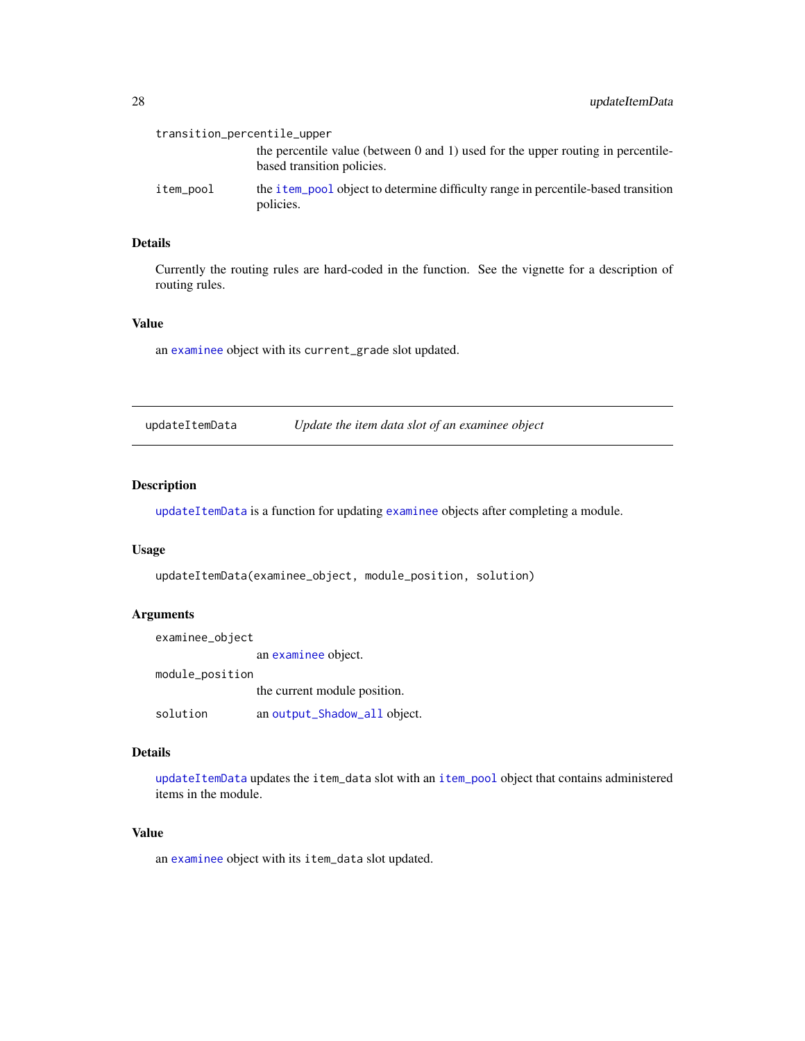transition_percentile_upper
: the percentile value (between 0 and 1) used for the upper routing in percentile-based transition policies.

item_pool
: the item_pool object to determine difficulty range in percentile-based transition policies.

### Details

Currently the routing rules are hard-coded in the function. See the vignette for a description of routing rules.

### Value

an examinee object with its current_grade slot updated.

---

## updateItemData — *Update the item data slot of an examinee object*

### Description

updateItemData is a function for updating examinee objects after completing a module.

### Usage

```
updateItemData(examinee_object, module_position, solution)
```

### Arguments

examinee_object
: an examinee object.

module_position
: the current module position.

solution
: an output_Shadow_all object.

### Details

updateItemData updates the item_data slot with an item_pool object that contains administered items in the module.

### Value

an examinee object with its item_data slot updated.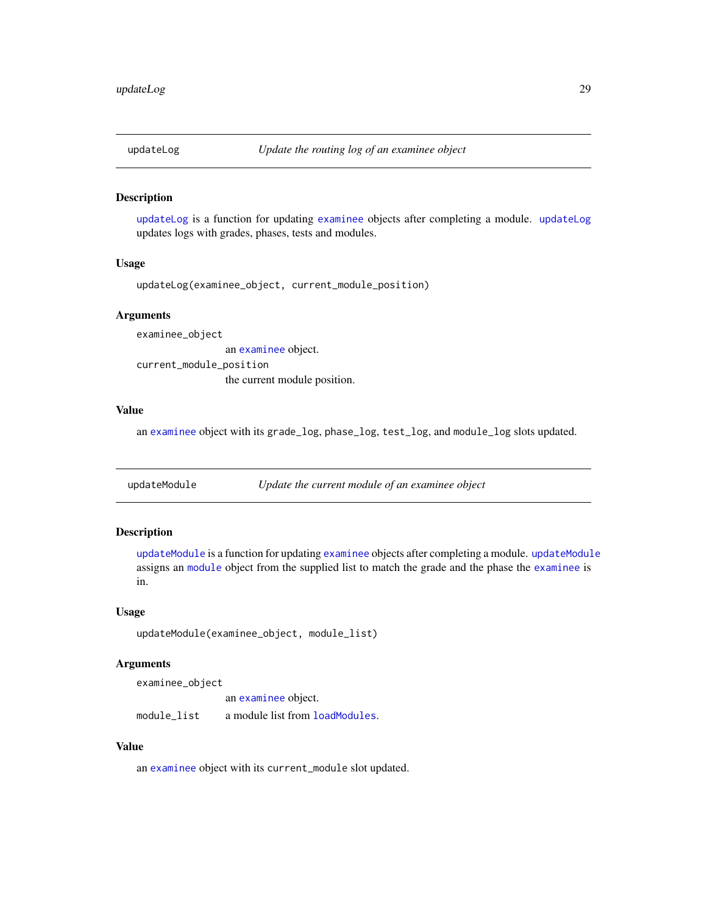## updateLog — *Update the routing log of an examinee object*

### Description

updateLog is a function for updating examinee objects after completing a module. updateLog updates logs with grades, phases, tests and modules.

### Usage

```
updateLog(examinee_object, current_module_position)
```

### Arguments

- `examinee_object` — an examinee object.
- `current_module_position` — the current module position.

### Value

an examinee object with its `grade_log`, `phase_log`, `test_log`, and `module_log` slots updated.

## updateModule — *Update the current module of an examinee object*

### Description

updateModule is a function for updating examinee objects after completing a module. updateModule assigns an module object from the supplied list to match the grade and the phase the examinee is in.

### Usage

```
updateModule(examinee_object, module_list)
```

### Arguments

- `examinee_object` — an examinee object.
- `module_list` — a module list from loadModules.

### Value

an examinee object with its `current_module` slot updated.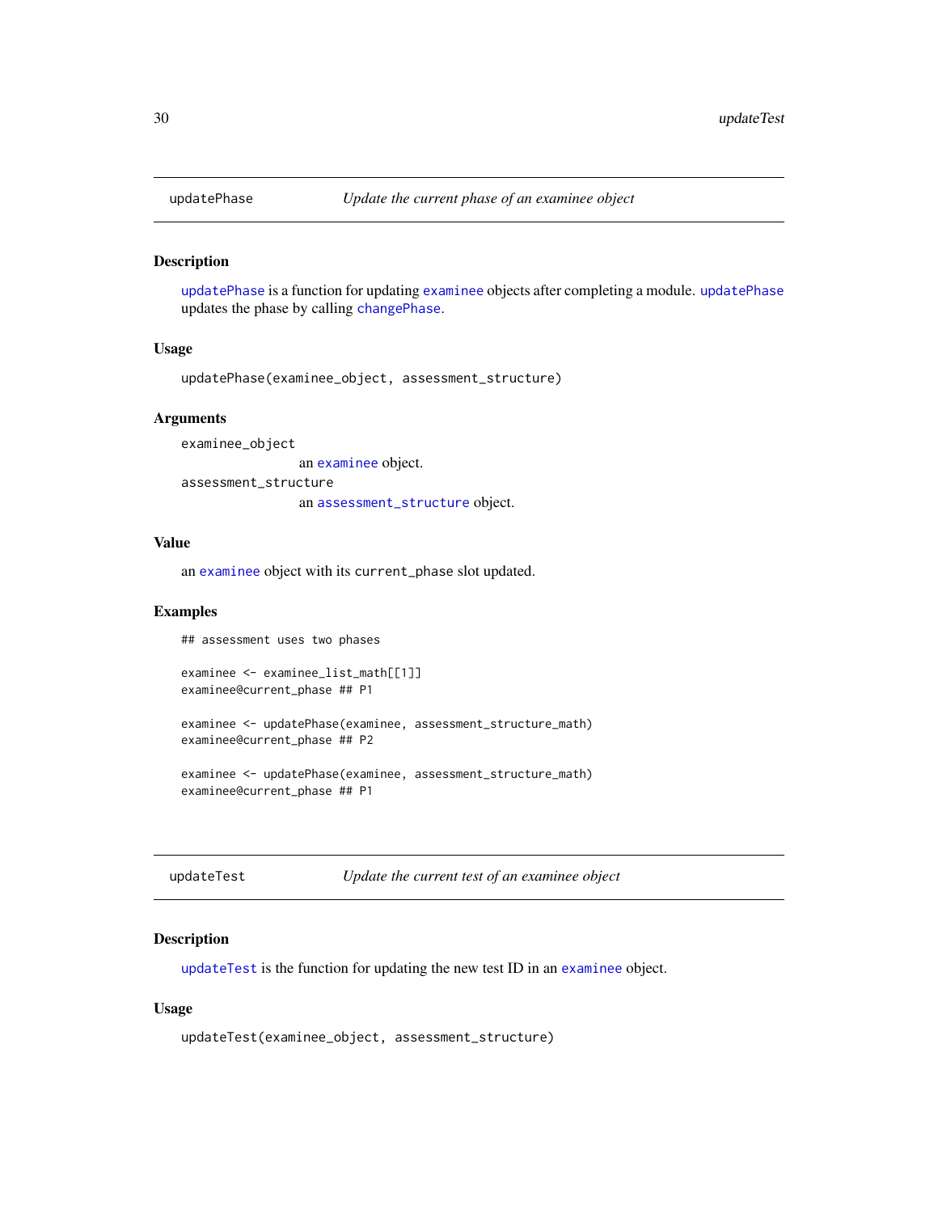## updatePhase — *Update the current phase of an examinee object*

### Description

updatePhase is a function for updating examinee objects after completing a module. updatePhase updates the phase by calling changePhase.

### Usage

```
updatePhase(examinee_object, assessment_structure)
```

### Arguments

`examinee_object`
: an examinee object.

`assessment_structure`
: an assessment_structure object.

### Value

an examinee object with its `current_phase` slot updated.

### Examples

```
## assessment uses two phases

examinee <- examinee_list_math[[1]]
examinee@current_phase ## P1

examinee <- updatePhase(examinee, assessment_structure_math)
examinee@current_phase ## P2

examinee <- updatePhase(examinee, assessment_structure_math)
examinee@current_phase ## P1
```

## updateTest — *Update the current test of an examinee object*

### Description

updateTest is the function for updating the new test ID in an examinee object.

### Usage

```
updateTest(examinee_object, assessment_structure)
```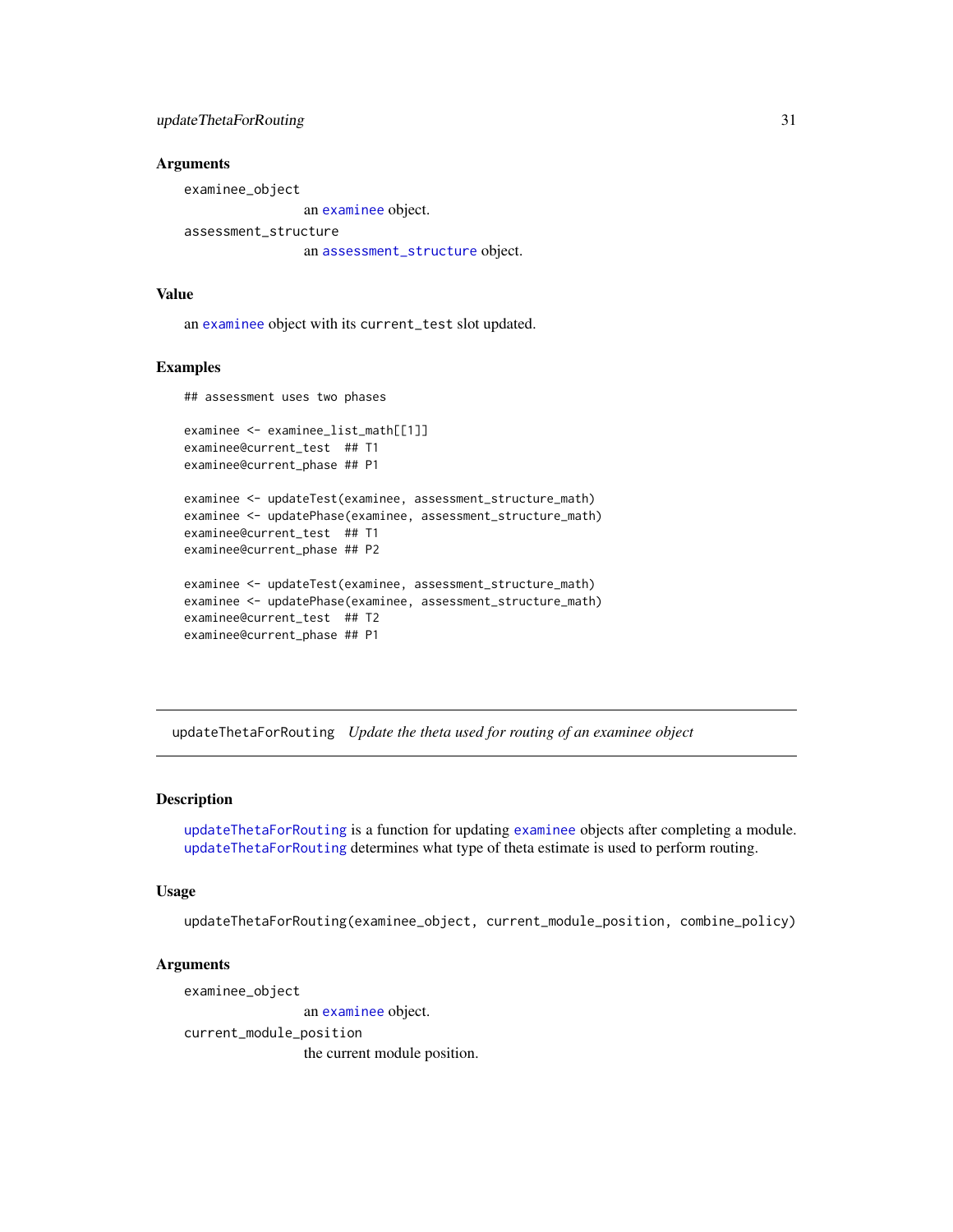### Arguments

`examinee_object`
: an `examinee` object.

`assessment_structure`
: an `assessment_structure` object.

### Value

an `examinee` object with its `current_test` slot updated.

### Examples

```
## assessment uses two phases

examinee <- examinee_list_math[[1]]
examinee@current_test  ## T1
examinee@current_phase ## P1

examinee <- updateTest(examinee, assessment_structure_math)
examinee <- updatePhase(examinee, assessment_structure_math)
examinee@current_test  ## T1
examinee@current_phase ## P2

examinee <- updateTest(examinee, assessment_structure_math)
examinee <- updatePhase(examinee, assessment_structure_math)
examinee@current_test  ## T2
examinee@current_phase ## P1
```

---

## `updateThetaForRouting` *Update the theta used for routing of an examinee object*

---

### Description

`updateThetaForRouting` is a function for updating `examinee` objects after completing a module. `updateThetaForRouting` determines what type of theta estimate is used to perform routing.

### Usage

```
updateThetaForRouting(examinee_object, current_module_position, combine_policy)
```

### Arguments

`examinee_object`
: an `examinee` object.

`current_module_position`
: the current module position.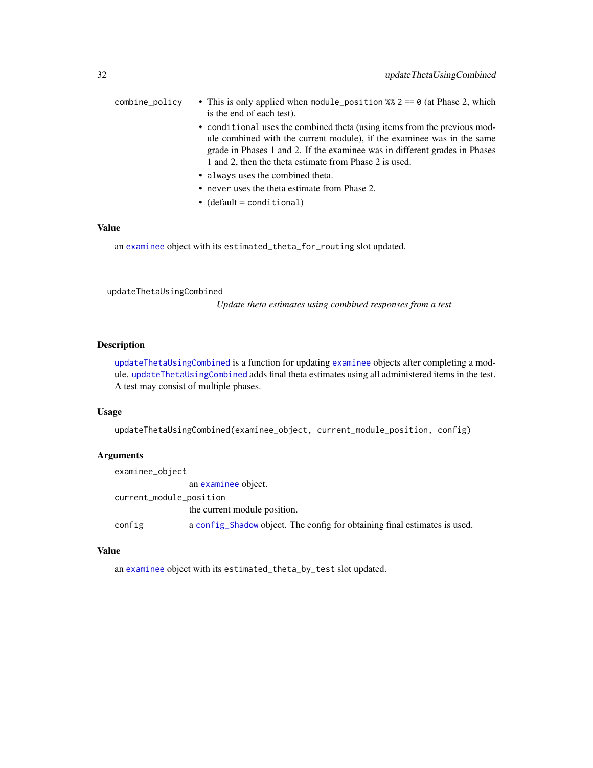| | |
|---|---|
| combine_policy | • This is only applied when `module_position %% 2 == 0` (at Phase 2, which is the end of each test).<br>• `conditional` uses the combined theta (using items from the previous module combined with the current module), if the examinee was in the same grade in Phases 1 and 2. If the examinee was in different grades in Phases 1 and 2, then the theta estimate from Phase 2 is used.<br>• `always` uses the combined theta.<br>• `never` uses the theta estimate from Phase 2.<br>• (default = `conditional`) |

### Value

an `examinee` object with its `estimated_theta_for_routing` slot updated.

---

## updateThetaUsingCombined

*Update theta estimates using combined responses from a test*

---

### Description

`updateThetaUsingCombined` is a function for updating `examinee` objects after completing a module. `updateThetaUsingCombined` adds final theta estimates using all administered items in the test. A test may consist of multiple phases.

### Usage

```
updateThetaUsingCombined(examinee_object, current_module_position, config)
```

### Arguments

| | |
|---|---|
| examinee_object | an `examinee` object. |
| current_module_position | the current module position. |
| config | a `config_Shadow` object. The config for obtaining final estimates is used. |

### Value

an `examinee` object with its `estimated_theta_by_test` slot updated.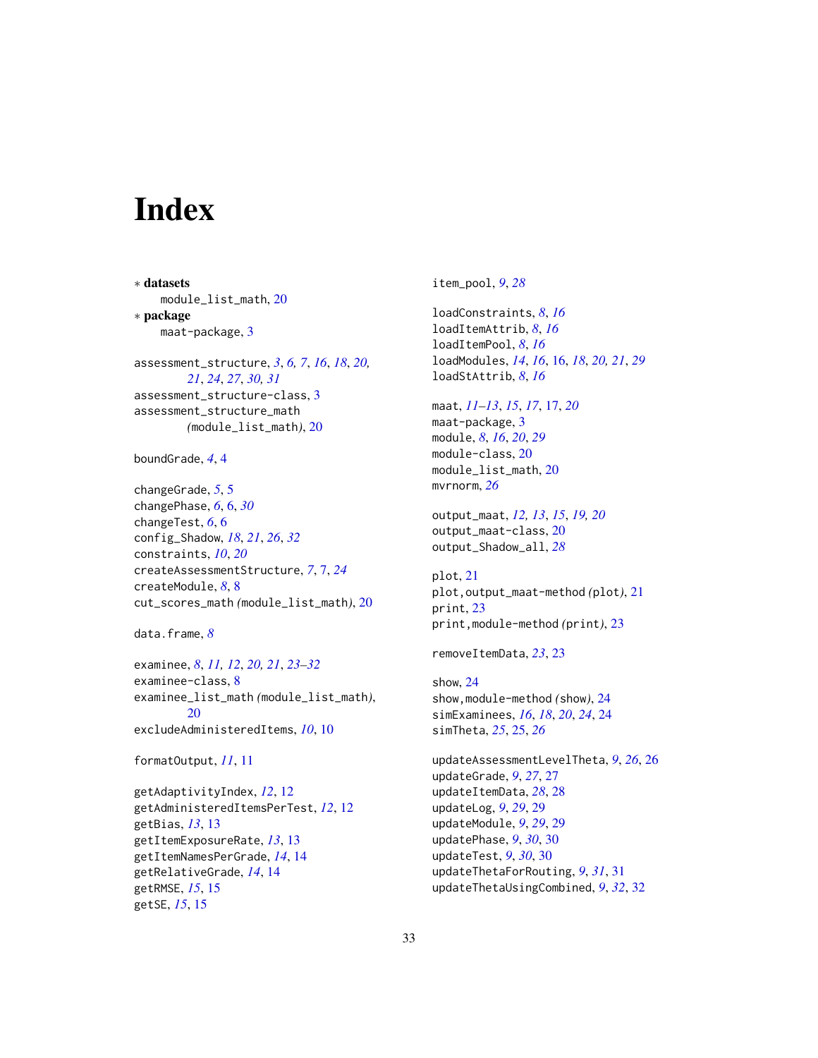# Index

∗ **datasets**
  module_list_math, 20
∗ **package**
  maat-package, 3

assessment_structure, *3*, *6, 7*, *16*, *18*, *20, 21*, *24*, *27*, *30, 31*
assessment_structure-class, 3
assessment_structure_math *(module_list_math)*, 20

boundGrade, *4*, 4

changeGrade, *5*, 5
changePhase, *6*, 6, *30*
changeTest, *6*, 6
config_Shadow, *18*, *21*, *26*, *32*
constraints, *10*, *20*
createAssessmentStructure, *7*, 7, *24*
createModule, *8*, 8
cut_scores_math *(module_list_math)*, 20

data.frame, *8*

examinee, *8*, *11, 12*, *20, 21*, *23–32*
examinee-class, 8
examinee_list_math *(module_list_math)*, 20
excludeAdministeredItems, *10*, 10

formatOutput, *11*, 11

getAdaptivityIndex, *12*, 12
getAdministeredItemsPerTest, *12*, 12
getBias, *13*, 13
getItemExposureRate, *13*, 13
getItemNamesPerGrade, *14*, 14
getRelativeGrade, *14*, 14
getRMSE, *15*, 15
getSE, *15*, 15

item_pool, *9*, *28*

loadConstraints, *8*, *16*
loadItemAttrib, *8*, *16*
loadItemPool, *8*, *16*
loadModules, *14*, *16*, 16, *18*, *20, 21*, *29*
loadStAttrib, *8*, *16*

maat, *11–13*, *15*, *17*, 17, *20*
maat-package, 3
module, *8*, *16*, *20*, *29*
module-class, 20
module_list_math, 20
mvrnorm, *26*

output_maat, *12, 13*, *15*, *19, 20*
output_maat-class, 20
output_Shadow_all, *28*

plot, 21
plot,output_maat-method *(plot)*, 21
print, 23
print,module-method *(print)*, 23

removeItemData, *23*, 23

show, 24
show,module-method *(show)*, 24
simExaminees, *16*, *18*, *20*, *24*, 24
simTheta, *25*, 25, *26*

updateAssessmentLevelTheta, *9*, *26*, 26
updateGrade, *9*, *27*, 27
updateItemData, *28*, 28
updateLog, *9*, *29*, 29
updateModule, *9*, *29*, 29
updatePhase, *9*, *30*, 30
updateTest, *9*, *30*, 30
updateThetaForRouting, *9*, *31*, 31
updateThetaUsingCombined, *9*, *32*, 32